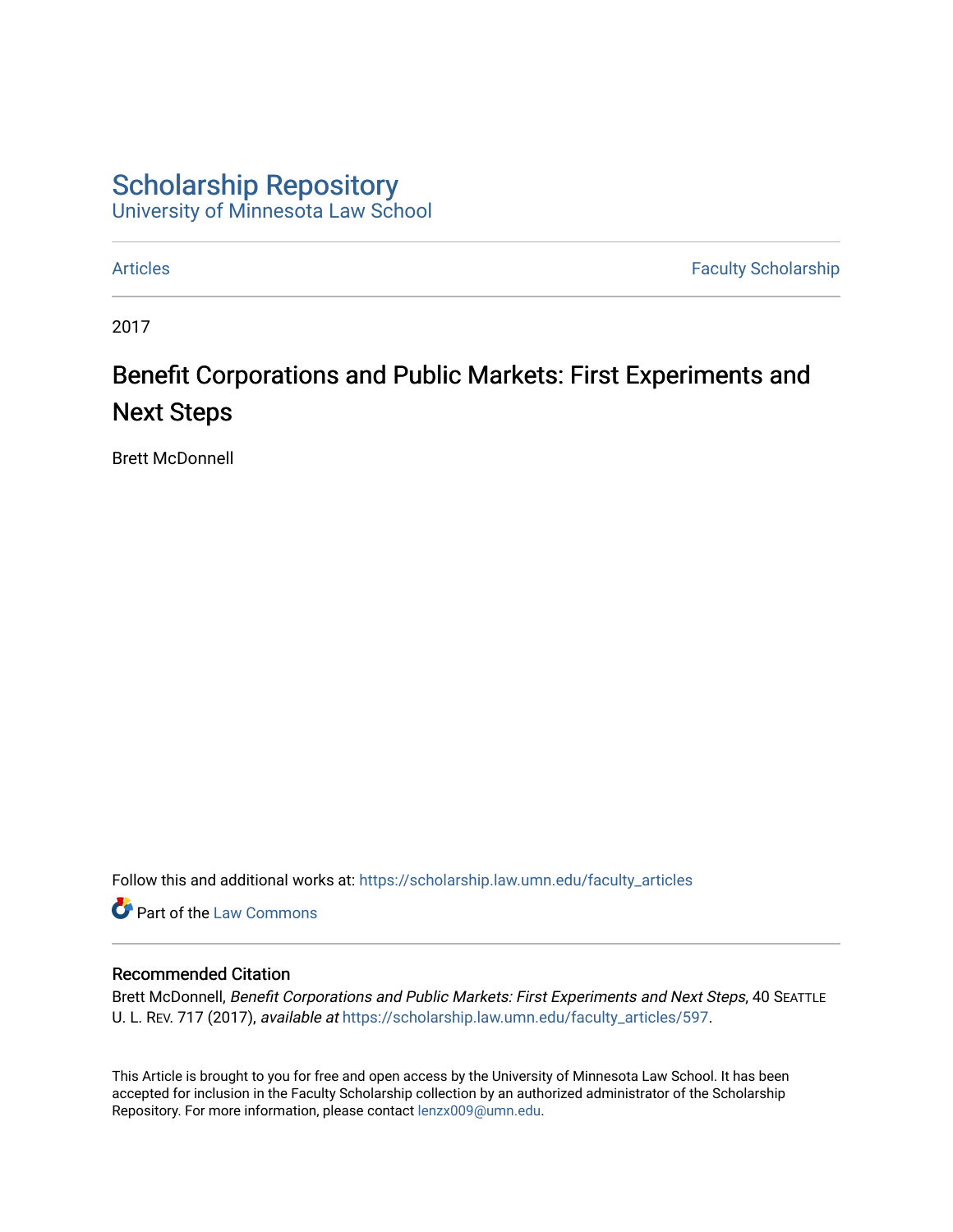# Scholarship Repository
University of Minnesota Law School

Articles | Faculty Scholarship

2017

## Benefit Corporations and Public Markets: First Experiments and Next Steps

Brett McDonnell

Follow this and additional works at: https://scholarship.law.umn.edu/faculty_articles

Part of the Law Commons

### Recommended Citation

Brett McDonnell, *Benefit Corporations and Public Markets: First Experiments and Next Steps*, 40 SEATTLE U. L. REV. 717 (2017), *available at* https://scholarship.law.umn.edu/faculty_articles/597.

This Article is brought to you for free and open access by the University of Minnesota Law School. It has been accepted for inclusion in the Faculty Scholarship collection by an authorized administrator of the Scholarship Repository. For more information, please contact lenzx009@umn.edu.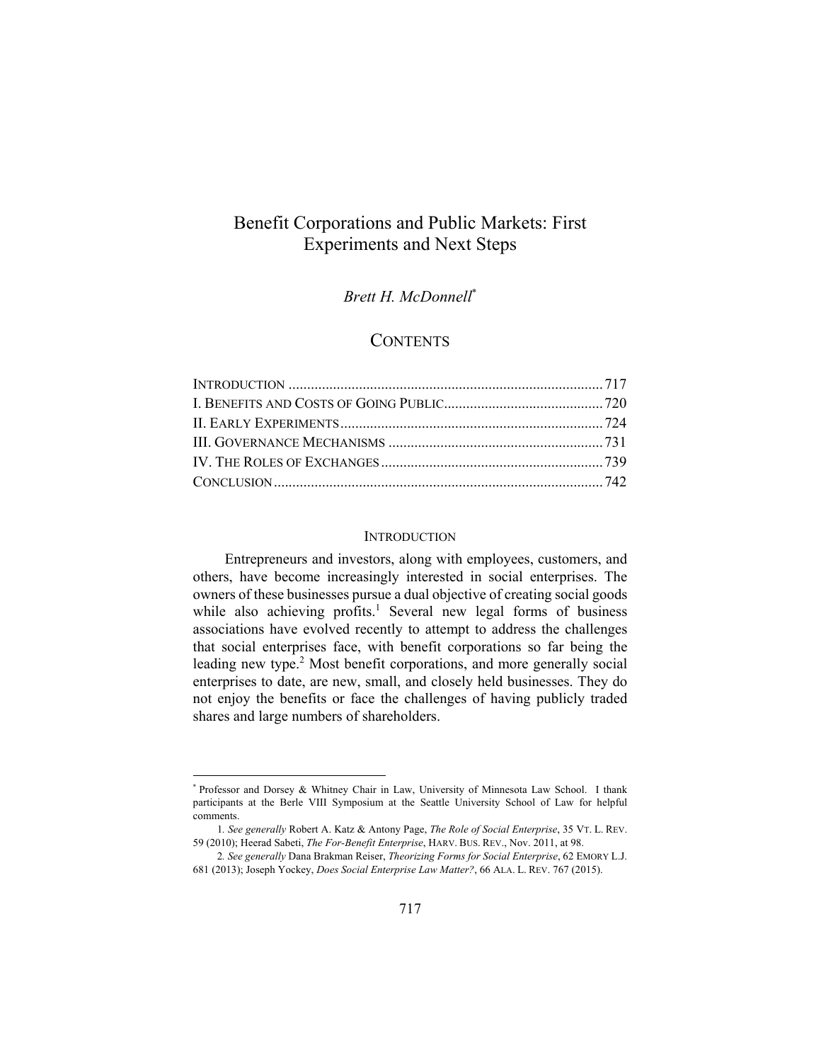# Benefit Corporations and Public Markets: First Experiments and Next Steps

*Brett H. McDonnell*[*]

## CONTENTS

INTRODUCTION ........................................................................................ 717
I. BENEFITS AND COSTS OF GOING PUBLIC ........................................... 720
II. EARLY EXPERIMENTS ....................................................................... 724
III. GOVERNANCE MECHANISMS .......................................................... 731
IV. THE ROLES OF EXCHANGES ............................................................ 739
CONCLUSION .......................................................................................... 742

## INTRODUCTION

Entrepreneurs and investors, along with employees, customers, and others, have become increasingly interested in social enterprises. The owners of these businesses pursue a dual objective of creating social goods while also achieving profits.[1] Several new legal forms of business associations have evolved recently to attempt to address the challenges that social enterprises face, with benefit corporations so far being the leading new type.[2] Most benefit corporations, and more generally social enterprises to date, are new, small, and closely held businesses. They do not enjoy the benefits or face the challenges of having publicly traded shares and large numbers of shareholders.

---

[*] Professor and Dorsey & Whitney Chair in Law, University of Minnesota Law School. I thank participants at the Berle VIII Symposium at the Seattle University School of Law for helpful comments.

1. *See generally* Robert A. Katz & Antony Page, *The Role of Social Enterprise*, 35 VT. L. REV. 59 (2010); Heerad Sabeti, *The For-Benefit Enterprise*, HARV. BUS. REV., Nov. 2011, at 98.

2. *See generally* Dana Brakman Reiser, *Theorizing Forms for Social Enterprise*, 62 EMORY L.J. 681 (2013); Joseph Yockey, *Does Social Enterprise Law Matter?*, 66 ALA. L. REV. 767 (2015).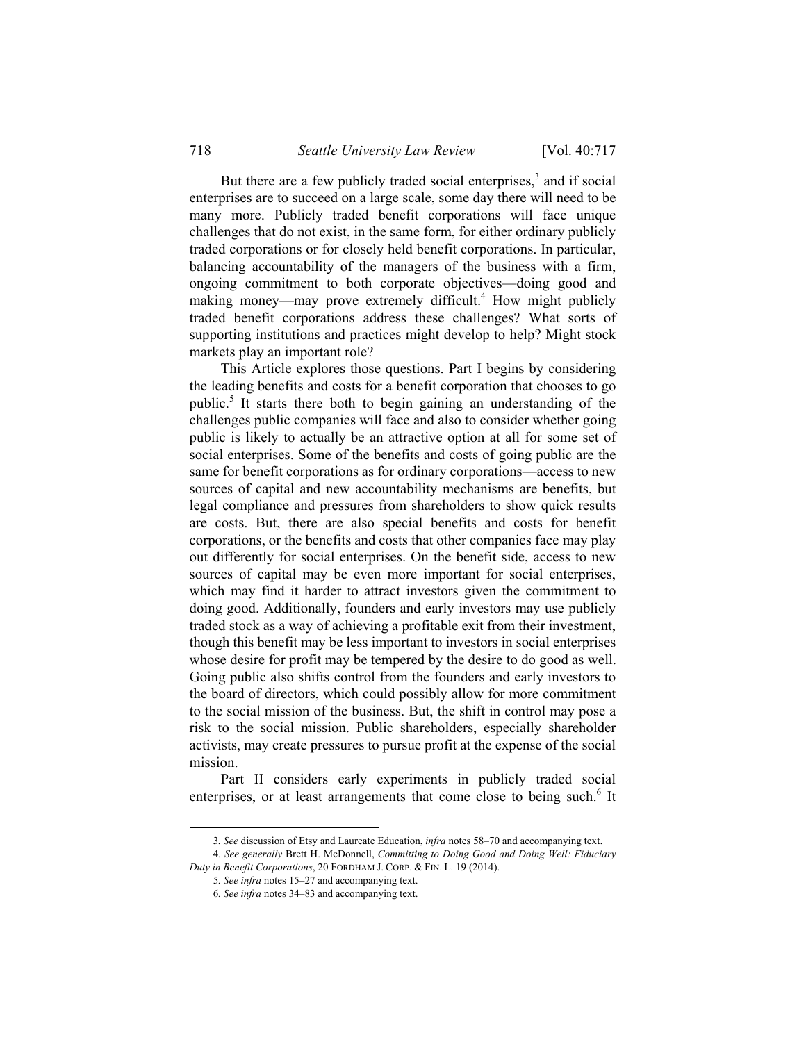But there are a few publicly traded social enterprises,[3] and if social enterprises are to succeed on a large scale, some day there will need to be many more. Publicly traded benefit corporations will face unique challenges that do not exist, in the same form, for either ordinary publicly traded corporations or for closely held benefit corporations. In particular, balancing accountability of the managers of the business with a firm, ongoing commitment to both corporate objectives—doing good and making money—may prove extremely difficult.[4] How might publicly traded benefit corporations address these challenges? What sorts of supporting institutions and practices might develop to help? Might stock markets play an important role?

This Article explores those questions. Part I begins by considering the leading benefits and costs for a benefit corporation that chooses to go public.[5] It starts there both to begin gaining an understanding of the challenges public companies will face and also to consider whether going public is likely to actually be an attractive option at all for some set of social enterprises. Some of the benefits and costs of going public are the same for benefit corporations as for ordinary corporations—access to new sources of capital and new accountability mechanisms are benefits, but legal compliance and pressures from shareholders to show quick results are costs. But, there are also special benefits and costs for benefit corporations, or the benefits and costs that other companies face may play out differently for social enterprises. On the benefit side, access to new sources of capital may be even more important for social enterprises, which may find it harder to attract investors given the commitment to doing good. Additionally, founders and early investors may use publicly traded stock as a way of achieving a profitable exit from their investment, though this benefit may be less important to investors in social enterprises whose desire for profit may be tempered by the desire to do good as well. Going public also shifts control from the founders and early investors to the board of directors, which could possibly allow for more commitment to the social mission of the business. But, the shift in control may pose a risk to the social mission. Public shareholders, especially shareholder activists, may create pressures to pursue profit at the expense of the social mission.

Part II considers early experiments in publicly traded social enterprises, or at least arrangements that come close to being such.[6] It

---

3. *See* discussion of Etsy and Laureate Education, *infra* notes 58–70 and accompanying text.

4. *See generally* Brett H. McDonnell, *Committing to Doing Good and Doing Well: Fiduciary Duty in Benefit Corporations*, 20 FORDHAM J. CORP. & FIN. L. 19 (2014).

5. *See infra* notes 15–27 and accompanying text.

6. *See infra* notes 34–83 and accompanying text.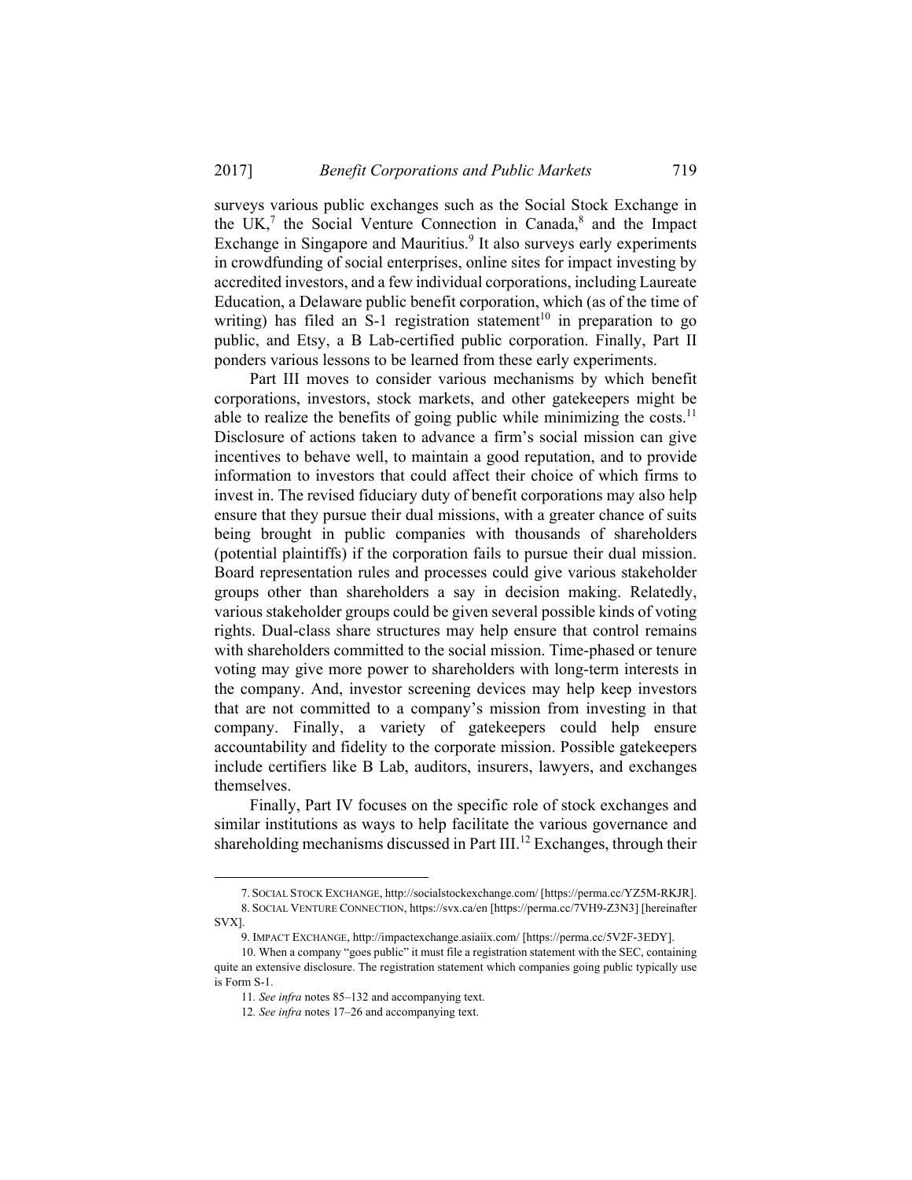surveys various public exchanges such as the Social Stock Exchange in the UK,[7] the Social Venture Connection in Canada,[8] and the Impact Exchange in Singapore and Mauritius.[9] It also surveys early experiments in crowdfunding of social enterprises, online sites for impact investing by accredited investors, and a few individual corporations, including Laureate Education, a Delaware public benefit corporation, which (as of the time of writing) has filed an S-1 registration statement[10] in preparation to go public, and Etsy, a B Lab-certified public corporation. Finally, Part II ponders various lessons to be learned from these early experiments.

Part III moves to consider various mechanisms by which benefit corporations, investors, stock markets, and other gatekeepers might be able to realize the benefits of going public while minimizing the costs.[11] Disclosure of actions taken to advance a firm's social mission can give incentives to behave well, to maintain a good reputation, and to provide information to investors that could affect their choice of which firms to invest in. The revised fiduciary duty of benefit corporations may also help ensure that they pursue their dual missions, with a greater chance of suits being brought in public companies with thousands of shareholders (potential plaintiffs) if the corporation fails to pursue their dual mission. Board representation rules and processes could give various stakeholder groups other than shareholders a say in decision making. Relatedly, various stakeholder groups could be given several possible kinds of voting rights. Dual-class share structures may help ensure that control remains with shareholders committed to the social mission. Time-phased or tenure voting may give more power to shareholders with long-term interests in the company. And, investor screening devices may help keep investors that are not committed to a company's mission from investing in that company. Finally, a variety of gatekeepers could help ensure accountability and fidelity to the corporate mission. Possible gatekeepers include certifiers like B Lab, auditors, insurers, lawyers, and exchanges themselves.

Finally, Part IV focuses on the specific role of stock exchanges and similar institutions as ways to help facilitate the various governance and shareholding mechanisms discussed in Part III.[12] Exchanges, through their

---

7. SOCIAL STOCK EXCHANGE, http://socialstockexchange.com/ [https://perma.cc/YZ5M-RKJR].

8. SOCIAL VENTURE CONNECTION, https://svx.ca/en [https://perma.cc/7VH9-Z3N3] [hereinafter SVX].

9. IMPACT EXCHANGE, http://impactexchange.asiaiix.com/ [https://perma.cc/5V2F-3EDY].

10. When a company "goes public" it must file a registration statement with the SEC, containing quite an extensive disclosure. The registration statement which companies going public typically use is Form S-1.

11. *See infra* notes 85–132 and accompanying text.

12. *See infra* notes 17–26 and accompanying text.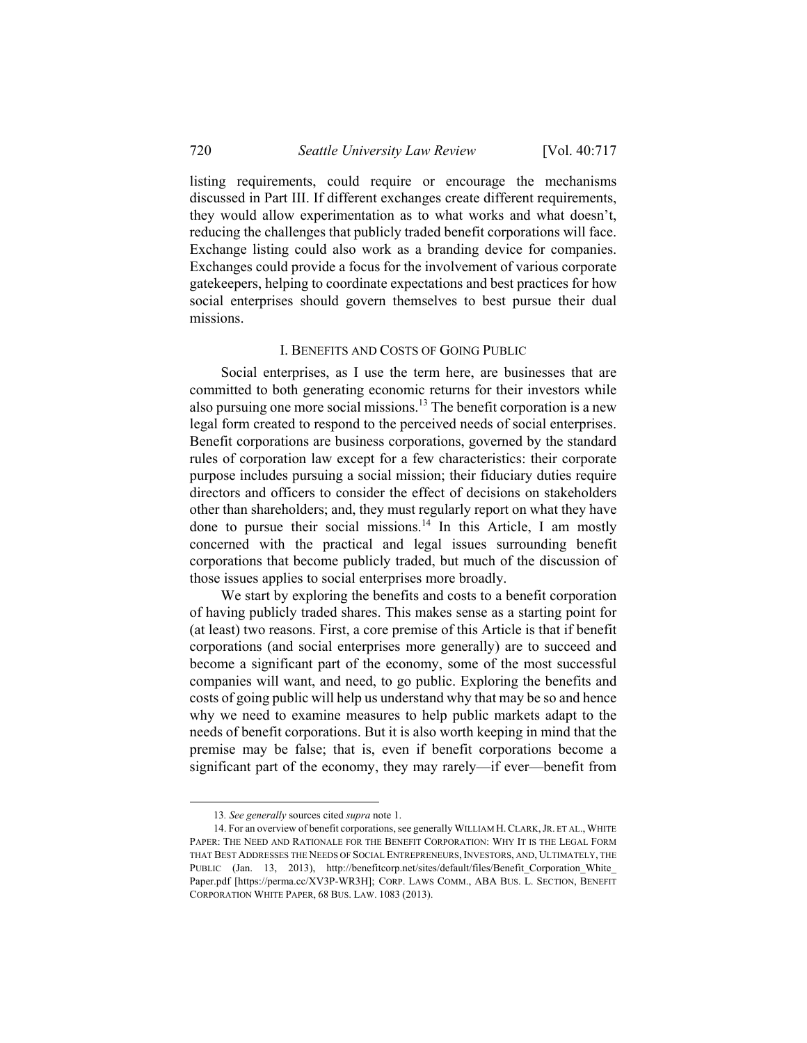listing requirements, could require or encourage the mechanisms discussed in Part III. If different exchanges create different requirements, they would allow experimentation as to what works and what doesn't, reducing the challenges that publicly traded benefit corporations will face. Exchange listing could also work as a branding device for companies. Exchanges could provide a focus for the involvement of various corporate gatekeepers, helping to coordinate expectations and best practices for how social enterprises should govern themselves to best pursue their dual missions.

## I. BENEFITS AND COSTS OF GOING PUBLIC

Social enterprises, as I use the term here, are businesses that are committed to both generating economic returns for their investors while also pursuing one more social missions.[13] The benefit corporation is a new legal form created to respond to the perceived needs of social enterprises. Benefit corporations are business corporations, governed by the standard rules of corporation law except for a few characteristics: their corporate purpose includes pursuing a social mission; their fiduciary duties require directors and officers to consider the effect of decisions on stakeholders other than shareholders; and, they must regularly report on what they have done to pursue their social missions.[14] In this Article, I am mostly concerned with the practical and legal issues surrounding benefit corporations that become publicly traded, but much of the discussion of those issues applies to social enterprises more broadly.

We start by exploring the benefits and costs to a benefit corporation of having publicly traded shares. This makes sense as a starting point for (at least) two reasons. First, a core premise of this Article is that if benefit corporations (and social enterprises more generally) are to succeed and become a significant part of the economy, some of the most successful companies will want, and need, to go public. Exploring the benefits and costs of going public will help us understand why that may be so and hence why we need to examine measures to help public markets adapt to the needs of benefit corporations. But it is also worth keeping in mind that the premise may be false; that is, even if benefit corporations become a significant part of the economy, they may rarely—if ever—benefit from

---

13. *See generally* sources cited *supra* note 1.

14. For an overview of benefit corporations, see generally WILLIAM H. CLARK, JR. ET AL., WHITE PAPER: THE NEED AND RATIONALE FOR THE BENEFIT CORPORATION: WHY IT IS THE LEGAL FORM THAT BEST ADDRESSES THE NEEDS OF SOCIAL ENTREPRENEURS, INVESTORS, AND, ULTIMATELY, THE PUBLIC (Jan. 13, 2013), http://benefitcorp.net/sites/default/files/Benefit_Corporation_White_Paper.pdf [https://perma.cc/XV3P-WR3H]; CORP. LAWS COMM., ABA BUS. L. SECTION, BENEFIT CORPORATION WHITE PAPER, 68 BUS. LAW. 1083 (2013).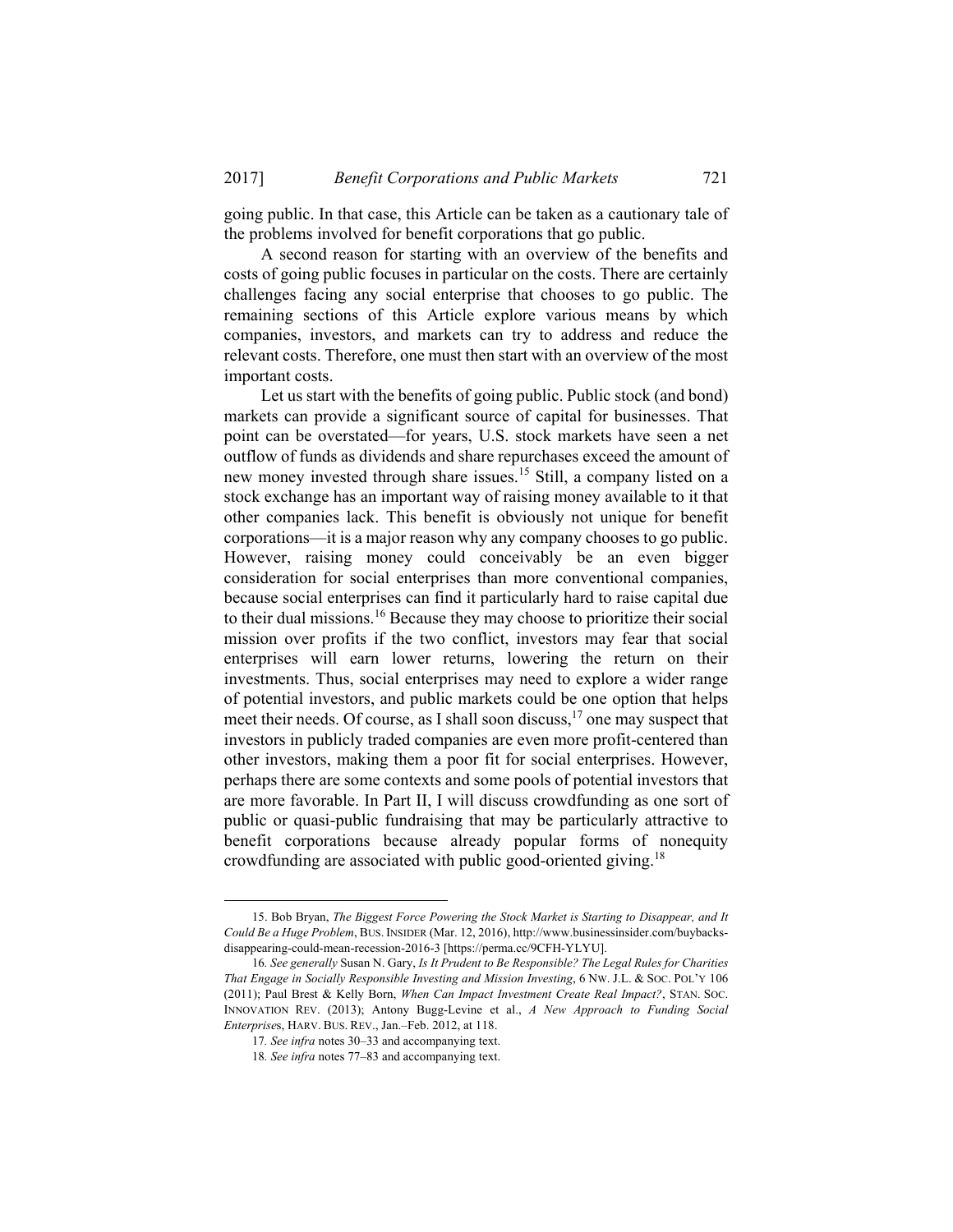going public. In that case, this Article can be taken as a cautionary tale of the problems involved for benefit corporations that go public.

A second reason for starting with an overview of the benefits and costs of going public focuses in particular on the costs. There are certainly challenges facing any social enterprise that chooses to go public. The remaining sections of this Article explore various means by which companies, investors, and markets can try to address and reduce the relevant costs. Therefore, one must then start with an overview of the most important costs.

Let us start with the benefits of going public. Public stock (and bond) markets can provide a significant source of capital for businesses. That point can be overstated—for years, U.S. stock markets have seen a net outflow of funds as dividends and share repurchases exceed the amount of new money invested through share issues.[15] Still, a company listed on a stock exchange has an important way of raising money available to it that other companies lack. This benefit is obviously not unique for benefit corporations—it is a major reason why any company chooses to go public. However, raising money could conceivably be an even bigger consideration for social enterprises than more conventional companies, because social enterprises can find it particularly hard to raise capital due to their dual missions.[16] Because they may choose to prioritize their social mission over profits if the two conflict, investors may fear that social enterprises will earn lower returns, lowering the return on their investments. Thus, social enterprises may need to explore a wider range of potential investors, and public markets could be one option that helps meet their needs. Of course, as I shall soon discuss,[17] one may suspect that investors in publicly traded companies are even more profit-centered than other investors, making them a poor fit for social enterprises. However, perhaps there are some contexts and some pools of potential investors that are more favorable. In Part II, I will discuss crowdfunding as one sort of public or quasi-public fundraising that may be particularly attractive to benefit corporations because already popular forms of nonequity crowdfunding are associated with public good-oriented giving.[18]

---

15. Bob Bryan, *The Biggest Force Powering the Stock Market is Starting to Disappear, and It Could Be a Huge Problem*, BUS. INSIDER (Mar. 12, 2016), http://www.businessinsider.com/buybacks-disappearing-could-mean-recession-2016-3 [https://perma.cc/9CFH-YLYU].

16. *See generally* Susan N. Gary, *Is It Prudent to Be Responsible? The Legal Rules for Charities That Engage in Socially Responsible Investing and Mission Investing*, 6 NW. J.L. & SOC. POL'Y 106 (2011); Paul Brest & Kelly Born, *When Can Impact Investment Create Real Impact?*, STAN. SOC. INNOVATION REV. (2013); Antony Bugg-Levine et al., *A New Approach to Funding Social Enterprises*, HARV. BUS. REV., Jan.–Feb. 2012, at 118.

17. *See infra* notes 30–33 and accompanying text.

18. *See infra* notes 77–83 and accompanying text.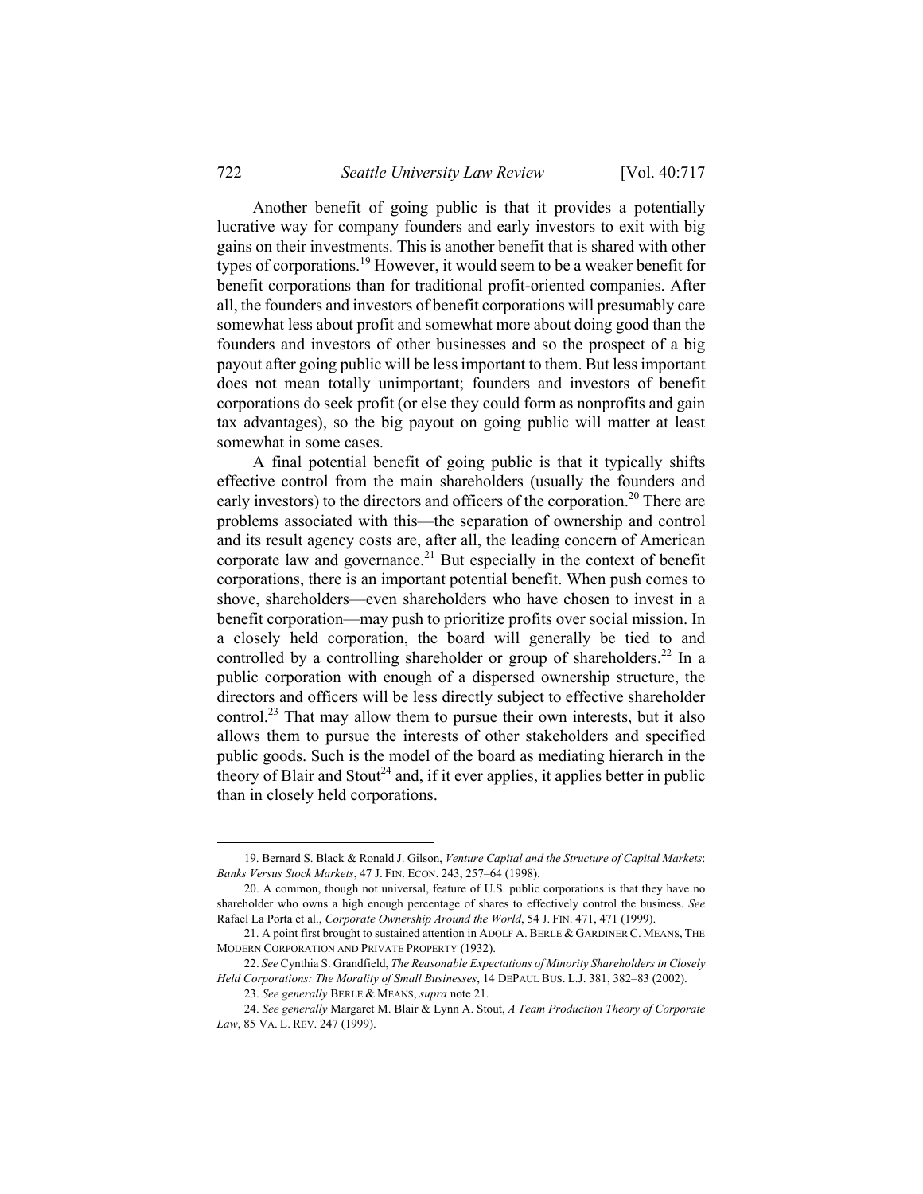Another benefit of going public is that it provides a potentially lucrative way for company founders and early investors to exit with big gains on their investments. This is another benefit that is shared with other types of corporations.[19] However, it would seem to be a weaker benefit for benefit corporations than for traditional profit-oriented companies. After all, the founders and investors of benefit corporations will presumably care somewhat less about profit and somewhat more about doing good than the founders and investors of other businesses and so the prospect of a big payout after going public will be less important to them. But less important does not mean totally unimportant; founders and investors of benefit corporations do seek profit (or else they could form as nonprofits and gain tax advantages), so the big payout on going public will matter at least somewhat in some cases.

A final potential benefit of going public is that it typically shifts effective control from the main shareholders (usually the founders and early investors) to the directors and officers of the corporation.[20] There are problems associated with this—the separation of ownership and control and its result agency costs are, after all, the leading concern of American corporate law and governance.[21] But especially in the context of benefit corporations, there is an important potential benefit. When push comes to shove, shareholders—even shareholders who have chosen to invest in a benefit corporation—may push to prioritize profits over social mission. In a closely held corporation, the board will generally be tied to and controlled by a controlling shareholder or group of shareholders.[22] In a public corporation with enough of a dispersed ownership structure, the directors and officers will be less directly subject to effective shareholder control.[23] That may allow them to pursue their own interests, but it also allows them to pursue the interests of other stakeholders and specified public goods. Such is the model of the board as mediating hierarch in the theory of Blair and Stout[24] and, if it ever applies, it applies better in public than in closely held corporations.

---

19. Bernard S. Black & Ronald J. Gilson, *Venture Capital and the Structure of Capital Markets*: *Banks Versus Stock Markets*, 47 J. FIN. ECON. 243, 257–64 (1998).

20. A common, though not universal, feature of U.S. public corporations is that they have no shareholder who owns a high enough percentage of shares to effectively control the business. *See* Rafael La Porta et al., *Corporate Ownership Around the World*, 54 J. FIN. 471, 471 (1999).

21. A point first brought to sustained attention in ADOLF A. BERLE & GARDINER C. MEANS, THE MODERN CORPORATION AND PRIVATE PROPERTY (1932).

22. *See* Cynthia S. Grandfield, *The Reasonable Expectations of Minority Shareholders in Closely Held Corporations: The Morality of Small Businesses*, 14 DEPAUL BUS. L.J. 381, 382–83 (2002).

23. *See generally* BERLE & MEANS, *supra* note 21.

24. *See generally* Margaret M. Blair & Lynn A. Stout, *A Team Production Theory of Corporate Law*, 85 VA. L. REV. 247 (1999).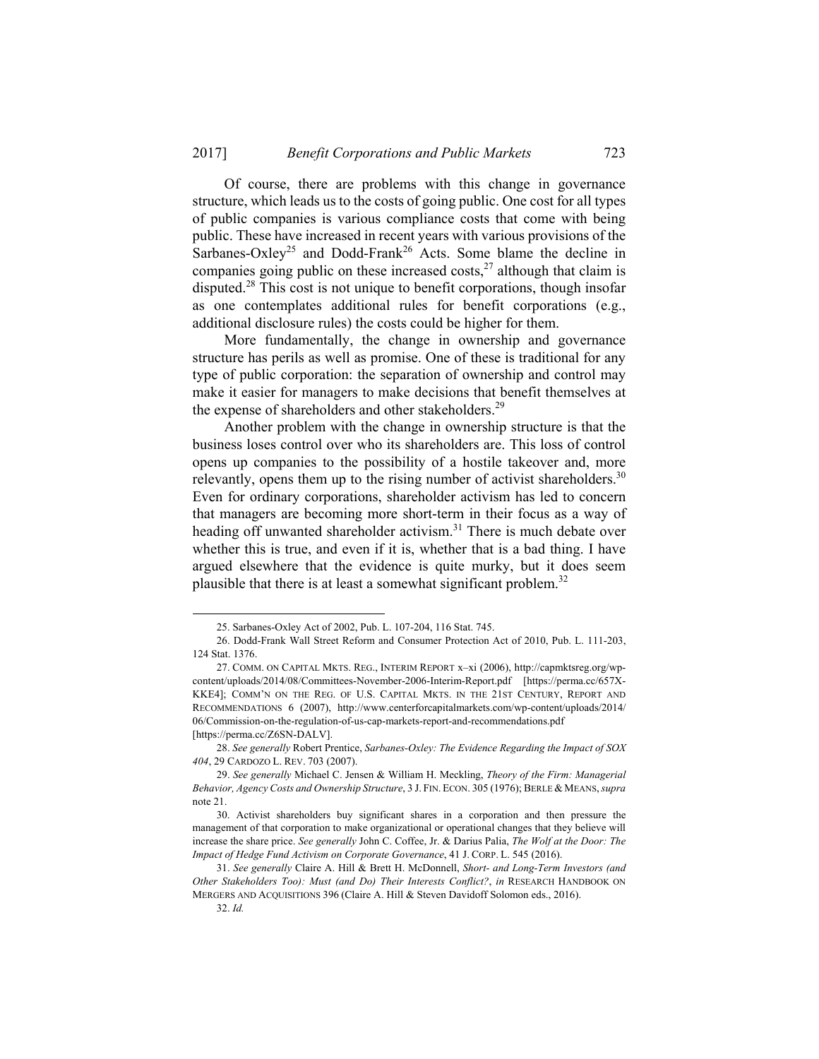Of course, there are problems with this change in governance structure, which leads us to the costs of going public. One cost for all types of public companies is various compliance costs that come with being public. These have increased in recent years with various provisions of the Sarbanes-Oxley[25] and Dodd-Frank[26] Acts. Some blame the decline in companies going public on these increased costs,[27] although that claim is disputed.[28] This cost is not unique to benefit corporations, though insofar as one contemplates additional rules for benefit corporations (e.g., additional disclosure rules) the costs could be higher for them.

More fundamentally, the change in ownership and governance structure has perils as well as promise. One of these is traditional for any type of public corporation: the separation of ownership and control may make it easier for managers to make decisions that benefit themselves at the expense of shareholders and other stakeholders.[29]

Another problem with the change in ownership structure is that the business loses control over who its shareholders are. This loss of control opens up companies to the possibility of a hostile takeover and, more relevantly, opens them up to the rising number of activist shareholders.[30] Even for ordinary corporations, shareholder activism has led to concern that managers are becoming more short-term in their focus as a way of heading off unwanted shareholder activism.[31] There is much debate over whether this is true, and even if it is, whether that is a bad thing. I have argued elsewhere that the evidence is quite murky, but it does seem plausible that there is at least a somewhat significant problem.[32]

---

25. Sarbanes-Oxley Act of 2002, Pub. L. 107-204, 116 Stat. 745.

26. Dodd-Frank Wall Street Reform and Consumer Protection Act of 2010, Pub. L. 111-203, 124 Stat. 1376.

27. COMM. ON CAPITAL MKTS. REG., INTERIM REPORT x–xi (2006), http://capmktsreg.org/wp-content/uploads/2014/08/Committees-November-2006-Interim-Report.pdf [https://perma.cc/657X-KKE4]; COMM'N ON THE REG. OF U.S. CAPITAL MKTS. IN THE 21ST CENTURY, REPORT AND RECOMMENDATIONS 6 (2007), http://www.centerforcapitalmarkets.com/wp-content/uploads/2014/06/Commission-on-the-regulation-of-us-cap-markets-report-and-recommendations.pdf [https://perma.cc/Z6SN-DALV].

28. *See generally* Robert Prentice, *Sarbanes-Oxley: The Evidence Regarding the Impact of SOX 404*, 29 CARDOZO L. REV. 703 (2007).

29. *See generally* Michael C. Jensen & William H. Meckling, *Theory of the Firm: Managerial Behavior, Agency Costs and Ownership Structure*, 3 J. FIN. ECON. 305 (1976); BERLE & MEANS, *supra* note 21.

30. Activist shareholders buy significant shares in a corporation and then pressure the management of that corporation to make organizational or operational changes that they believe will increase the share price. *See generally* John C. Coffee, Jr. & Darius Palia, *The Wolf at the Door: The Impact of Hedge Fund Activism on Corporate Governance*, 41 J. CORP. L. 545 (2016).

31. *See generally* Claire A. Hill & Brett H. McDonnell, *Short- and Long-Term Investors (and Other Stakeholders Too): Must (and Do) Their Interests Conflict?*, *in* RESEARCH HANDBOOK ON MERGERS AND ACQUISITIONS 396 (Claire A. Hill & Steven Davidoff Solomon eds., 2016).

32. *Id.*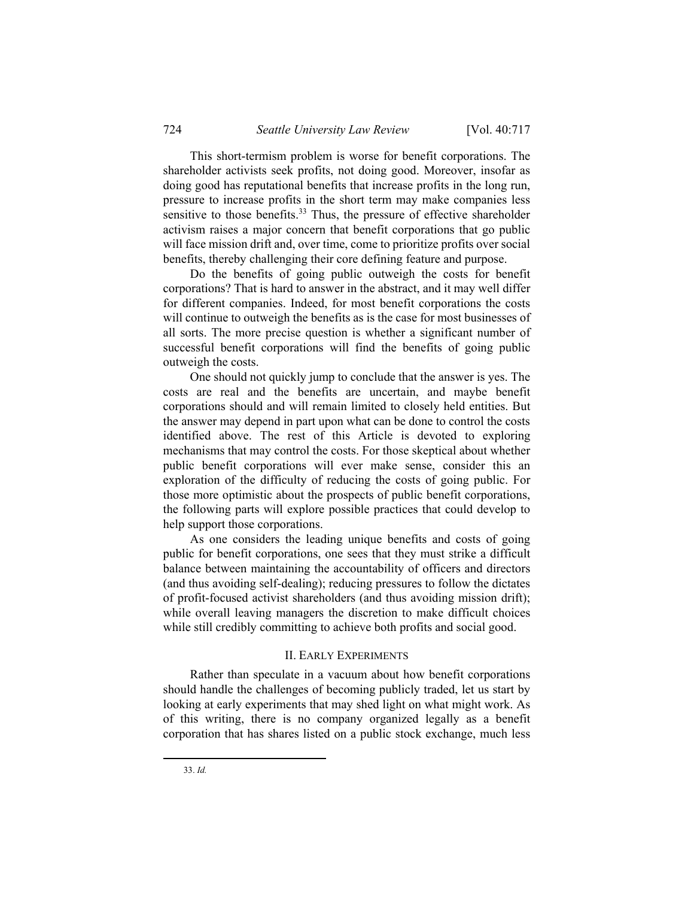This short-termism problem is worse for benefit corporations. The shareholder activists seek profits, not doing good. Moreover, insofar as doing good has reputational benefits that increase profits in the long run, pressure to increase profits in the short term may make companies less sensitive to those benefits.[33] Thus, the pressure of effective shareholder activism raises a major concern that benefit corporations that go public will face mission drift and, over time, come to prioritize profits over social benefits, thereby challenging their core defining feature and purpose.

Do the benefits of going public outweigh the costs for benefit corporations? That is hard to answer in the abstract, and it may well differ for different companies. Indeed, for most benefit corporations the costs will continue to outweigh the benefits as is the case for most businesses of all sorts. The more precise question is whether a significant number of successful benefit corporations will find the benefits of going public outweigh the costs.

One should not quickly jump to conclude that the answer is yes. The costs are real and the benefits are uncertain, and maybe benefit corporations should and will remain limited to closely held entities. But the answer may depend in part upon what can be done to control the costs identified above. The rest of this Article is devoted to exploring mechanisms that may control the costs. For those skeptical about whether public benefit corporations will ever make sense, consider this an exploration of the difficulty of reducing the costs of going public. For those more optimistic about the prospects of public benefit corporations, the following parts will explore possible practices that could develop to help support those corporations.

As one considers the leading unique benefits and costs of going public for benefit corporations, one sees that they must strike a difficult balance between maintaining the accountability of officers and directors (and thus avoiding self-dealing); reducing pressures to follow the dictates of profit-focused activist shareholders (and thus avoiding mission drift); while overall leaving managers the discretion to make difficult choices while still credibly committing to achieve both profits and social good.

## II. Early Experiments

Rather than speculate in a vacuum about how benefit corporations should handle the challenges of becoming publicly traded, let us start by looking at early experiments that may shed light on what might work. As of this writing, there is no company organized legally as a benefit corporation that has shares listed on a public stock exchange, much less

33. *Id.*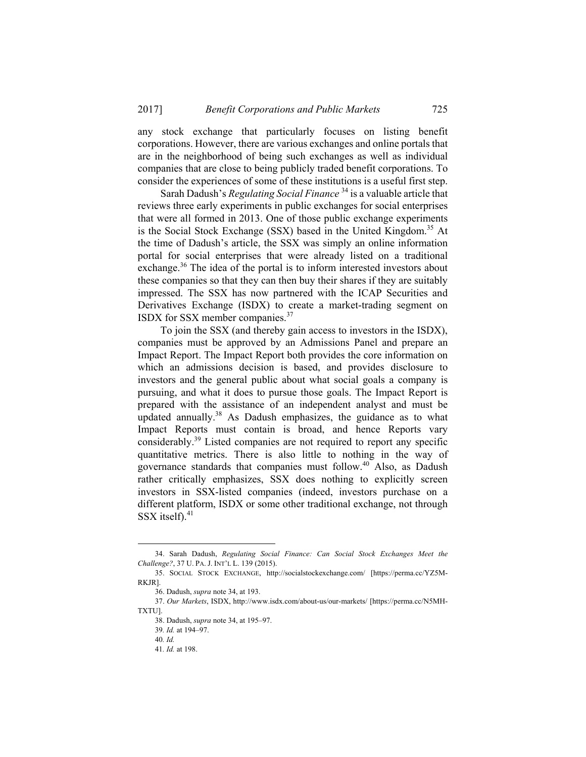any stock exchange that particularly focuses on listing benefit corporations. However, there are various exchanges and online portals that are in the neighborhood of being such exchanges as well as individual companies that are close to being publicly traded benefit corporations. To consider the experiences of some of these institutions is a useful first step.

Sarah Dadush's *Regulating Social Finance* [34] is a valuable article that reviews three early experiments in public exchanges for social enterprises that were all formed in 2013. One of those public exchange experiments is the Social Stock Exchange (SSX) based in the United Kingdom.[35] At the time of Dadush's article, the SSX was simply an online information portal for social enterprises that were already listed on a traditional exchange.[36] The idea of the portal is to inform interested investors about these companies so that they can then buy their shares if they are suitably impressed. The SSX has now partnered with the ICAP Securities and Derivatives Exchange (ISDX) to create a market-trading segment on ISDX for SSX member companies.[37]

To join the SSX (and thereby gain access to investors in the ISDX), companies must be approved by an Admissions Panel and prepare an Impact Report. The Impact Report both provides the core information on which an admissions decision is based, and provides disclosure to investors and the general public about what social goals a company is pursuing, and what it does to pursue those goals. The Impact Report is prepared with the assistance of an independent analyst and must be updated annually.[38] As Dadush emphasizes, the guidance as to what Impact Reports must contain is broad, and hence Reports vary considerably.[39] Listed companies are not required to report any specific quantitative metrics. There is also little to nothing in the way of governance standards that companies must follow.[40] Also, as Dadush rather critically emphasizes, SSX does nothing to explicitly screen investors in SSX-listed companies (indeed, investors purchase on a different platform, ISDX or some other traditional exchange, not through SSX itself).[41]

---

34. Sarah Dadush, *Regulating Social Finance: Can Social Stock Exchanges Meet the Challenge?*, 37 U. PA. J. INT'L L. 139 (2015).

35. SOCIAL STOCK EXCHANGE, http://socialstockexchange.com/ [https://perma.cc/YZ5M-RKJR].

36. Dadush, *supra* note 34, at 193.

37. *Our Markets*, ISDX, http://www.isdx.com/about-us/our-markets/ [https://perma.cc/N5MH-TXTU].

38. Dadush, *supra* note 34, at 195–97.

39. *Id.* at 194–97.

40. *Id.*

41. *Id.* at 198.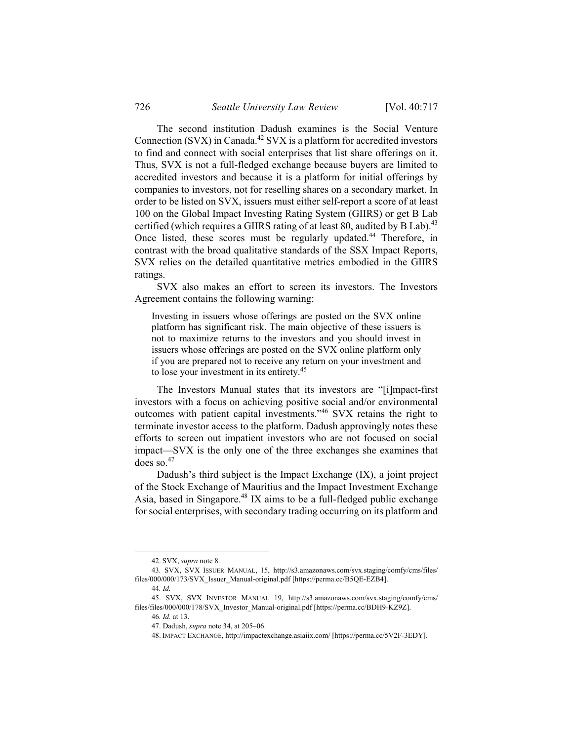The second institution Dadush examines is the Social Venture Connection (SVX) in Canada.[42] SVX is a platform for accredited investors to find and connect with social enterprises that list share offerings on it. Thus, SVX is not a full-fledged exchange because buyers are limited to accredited investors and because it is a platform for initial offerings by companies to investors, not for reselling shares on a secondary market. In order to be listed on SVX, issuers must either self-report a score of at least 100 on the Global Impact Investing Rating System (GIIRS) or get B Lab certified (which requires a GIIRS rating of at least 80, audited by B Lab).[43] Once listed, these scores must be regularly updated.[44] Therefore, in contrast with the broad qualitative standards of the SSX Impact Reports, SVX relies on the detailed quantitative metrics embodied in the GIIRS ratings.

SVX also makes an effort to screen its investors. The Investors Agreement contains the following warning:

> Investing in issuers whose offerings are posted on the SVX online platform has significant risk. The main objective of these issuers is not to maximize returns to the investors and you should invest in issuers whose offerings are posted on the SVX online platform only if you are prepared not to receive any return on your investment and to lose your investment in its entirety.[45]

The Investors Manual states that its investors are "[i]mpact-first investors with a focus on achieving positive social and/or environmental outcomes with patient capital investments."[46] SVX retains the right to terminate investor access to the platform. Dadush approvingly notes these efforts to screen out impatient investors who are not focused on social impact—SVX is the only one of the three exchanges she examines that does so.[47]

Dadush's third subject is the Impact Exchange (IX), a joint project of the Stock Exchange of Mauritius and the Impact Investment Exchange Asia, based in Singapore.[48] IX aims to be a full-fledged public exchange for social enterprises, with secondary trading occurring on its platform and

---

42. SVX, *supra* note 8.

43. SVX, SVX ISSUER MANUAL, 15, http://s3.amazonaws.com/svx.staging/comfy/cms/files/files/000/000/173/SVX_Issuer_Manual-original.pdf [https://perma.cc/B5QE-EZB4].

44. *Id.*

45. SVX, SVX INVESTOR MANUAL 19, http://s3.amazonaws.com/svx.staging/comfy/cms/files/files/000/000/178/SVX_Investor_Manual-original.pdf [https://perma.cc/BDH9-KZ9Z].

46. *Id.* at 13.

47. Dadush, *supra* note 34, at 205–06.

48. IMPACT EXCHANGE, http://impactexchange.asiaiix.com/ [https://perma.cc/5V2F-3EDY].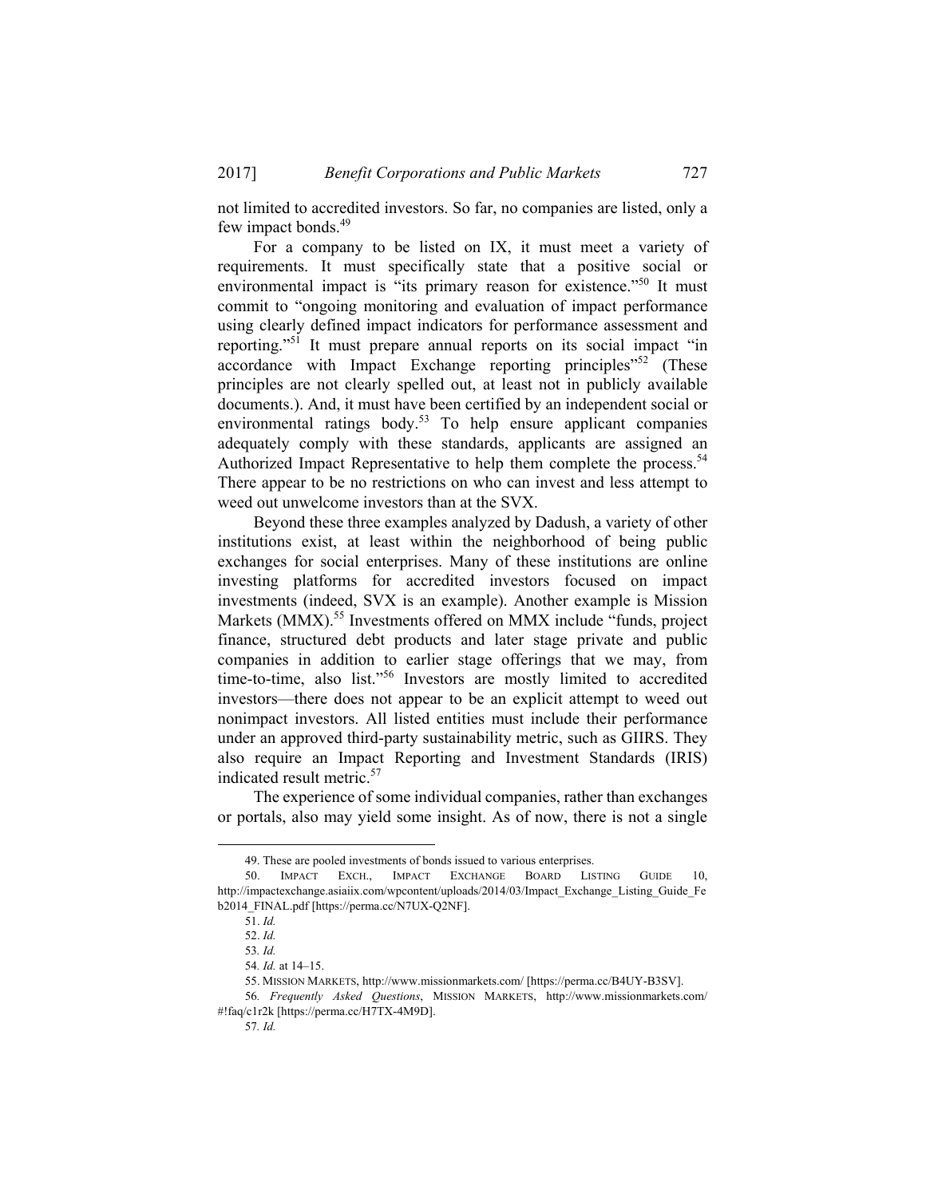not limited to accredited investors. So far, no companies are listed, only a few impact bonds.[49]

For a company to be listed on IX, it must meet a variety of requirements. It must specifically state that a positive social or environmental impact is "its primary reason for existence."[50] It must commit to "ongoing monitoring and evaluation of impact performance using clearly defined impact indicators for performance assessment and reporting."[51] It must prepare annual reports on its social impact "in accordance with Impact Exchange reporting principles"[52] (These principles are not clearly spelled out, at least not in publicly available documents.). And, it must have been certified by an independent social or environmental ratings body.[53] To help ensure applicant companies adequately comply with these standards, applicants are assigned an Authorized Impact Representative to help them complete the process.[54] There appear to be no restrictions on who can invest and less attempt to weed out unwelcome investors than at the SVX.

Beyond these three examples analyzed by Dadush, a variety of other institutions exist, at least within the neighborhood of being public exchanges for social enterprises. Many of these institutions are online investing platforms for accredited investors focused on impact investments (indeed, SVX is an example). Another example is Mission Markets (MMX).[55] Investments offered on MMX include "funds, project finance, structured debt products and later stage private and public companies in addition to earlier stage offerings that we may, from time-to-time, also list."[56] Investors are mostly limited to accredited investors—there does not appear to be an explicit attempt to weed out nonimpact investors. All listed entities must include their performance under an approved third-party sustainability metric, such as GIIRS. They also require an Impact Reporting and Investment Standards (IRIS) indicated result metric.[57]

The experience of some individual companies, rather than exchanges or portals, also may yield some insight. As of now, there is not a single

---

49. These are pooled investments of bonds issued to various enterprises.

50. IMPACT EXCH., IMPACT EXCHANGE BOARD LISTING GUIDE 10, http://impactexchange.asiaiix.com/wpcontent/uploads/2014/03/Impact_Exchange_Listing_Guide_Feb2014_FINAL.pdf [https://perma.cc/N7UX-Q2NF].

51. *Id.*

52. *Id.*

53. *Id.*

54. *Id.* at 14–15.

55. MISSION MARKETS, http://www.missionmarkets.com/ [https://perma.cc/B4UY-B3SV].

56. *Frequently Asked Questions*, MISSION MARKETS, http://www.missionmarkets.com/#!faq/c1r2k [https://perma.cc/H7TX-4M9D].

57. *Id.*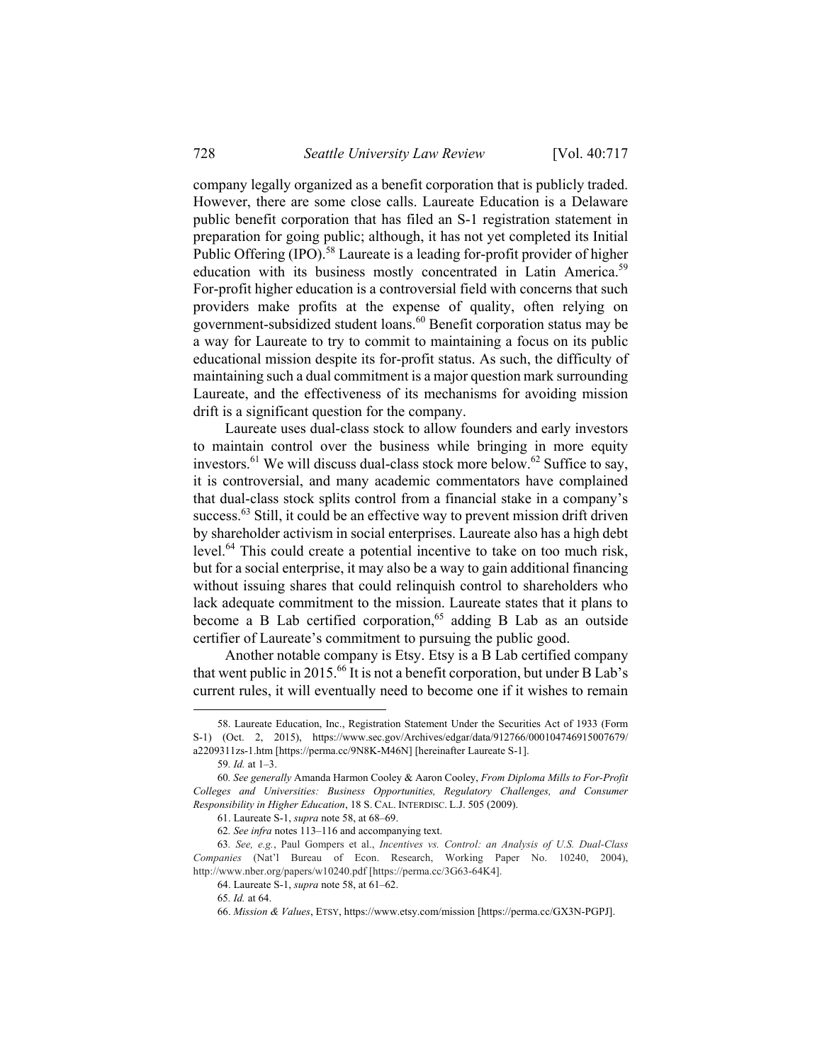company legally organized as a benefit corporation that is publicly traded. However, there are some close calls. Laureate Education is a Delaware public benefit corporation that has filed an S-1 registration statement in preparation for going public; although, it has not yet completed its Initial Public Offering (IPO).[58] Laureate is a leading for-profit provider of higher education with its business mostly concentrated in Latin America.[59] For-profit higher education is a controversial field with concerns that such providers make profits at the expense of quality, often relying on government-subsidized student loans.[60] Benefit corporation status may be a way for Laureate to try to commit to maintaining a focus on its public educational mission despite its for-profit status. As such, the difficulty of maintaining such a dual commitment is a major question mark surrounding Laureate, and the effectiveness of its mechanisms for avoiding mission drift is a significant question for the company.

Laureate uses dual-class stock to allow founders and early investors to maintain control over the business while bringing in more equity investors.[61] We will discuss dual-class stock more below.[62] Suffice to say, it is controversial, and many academic commentators have complained that dual-class stock splits control from a financial stake in a company's success.[63] Still, it could be an effective way to prevent mission drift driven by shareholder activism in social enterprises. Laureate also has a high debt level.[64] This could create a potential incentive to take on too much risk, but for a social enterprise, it may also be a way to gain additional financing without issuing shares that could relinquish control to shareholders who lack adequate commitment to the mission. Laureate states that it plans to become a B Lab certified corporation,[65] adding B Lab as an outside certifier of Laureate's commitment to pursuing the public good.

Another notable company is Etsy. Etsy is a B Lab certified company that went public in 2015.[66] It is not a benefit corporation, but under B Lab's current rules, it will eventually need to become one if it wishes to remain

---

58. Laureate Education, Inc., Registration Statement Under the Securities Act of 1933 (Form S-1) (Oct. 2, 2015), https://www.sec.gov/Archives/edgar/data/912766/000104746915007679/a2209311zs-1.htm [https://perma.cc/9N8K-M46N] [hereinafter Laureate S-1].

59. *Id.* at 1–3.

60. *See generally* Amanda Harmon Cooley & Aaron Cooley, *From Diploma Mills to For-Profit Colleges and Universities: Business Opportunities, Regulatory Challenges, and Consumer Responsibility in Higher Education*, 18 S. CAL. INTERDISC. L.J. 505 (2009).

61. Laureate S-1, *supra* note 58, at 68–69.

62. *See infra* notes 113–116 and accompanying text.

63. *See, e.g.*, Paul Gompers et al., *Incentives vs. Control: an Analysis of U.S. Dual-Class Companies* (Nat'l Bureau of Econ. Research, Working Paper No. 10240, 2004), http://www.nber.org/papers/w10240.pdf [https://perma.cc/3G63-64K4].

64. Laureate S-1, *supra* note 58, at 61–62.

65. *Id.* at 64.

66. *Mission & Values*, ETSY, https://www.etsy.com/mission [https://perma.cc/GX3N-PGPJ].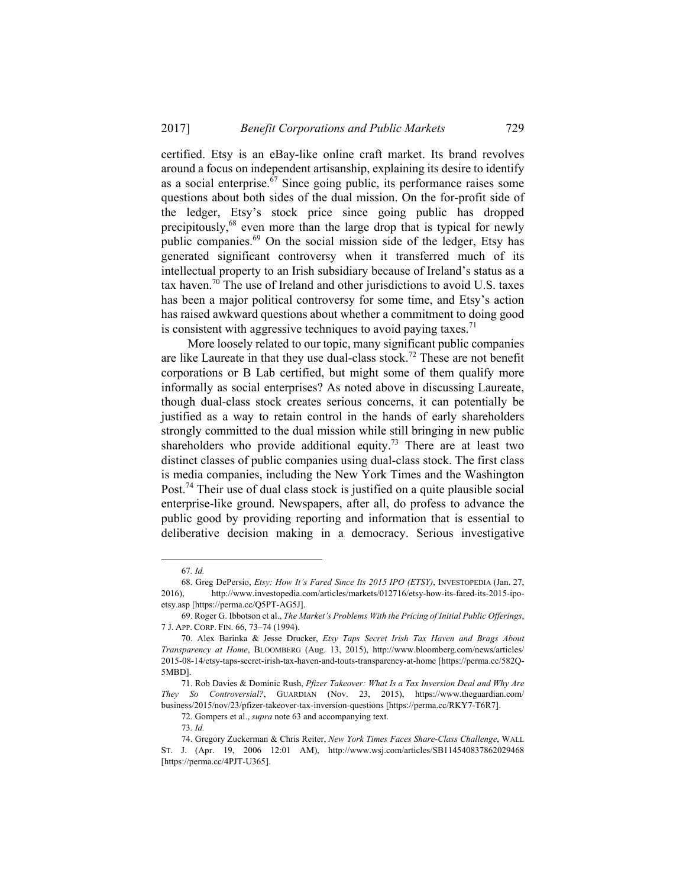certified. Etsy is an eBay-like online craft market. Its brand revolves around a focus on independent artisanship, explaining its desire to identify as a social enterprise.[67] Since going public, its performance raises some questions about both sides of the dual mission. On the for-profit side of the ledger, Etsy's stock price since going public has dropped precipitously,[68] even more than the large drop that is typical for newly public companies.[69] On the social mission side of the ledger, Etsy has generated significant controversy when it transferred much of its intellectual property to an Irish subsidiary because of Ireland's status as a tax haven.[70] The use of Ireland and other jurisdictions to avoid U.S. taxes has been a major political controversy for some time, and Etsy's action has raised awkward questions about whether a commitment to doing good is consistent with aggressive techniques to avoid paying taxes.[71]

More loosely related to our topic, many significant public companies are like Laureate in that they use dual-class stock.[72] These are not benefit corporations or B Lab certified, but might some of them qualify more informally as social enterprises? As noted above in discussing Laureate, though dual-class stock creates serious concerns, it can potentially be justified as a way to retain control in the hands of early shareholders strongly committed to the dual mission while still bringing in new public shareholders who provide additional equity.[73] There are at least two distinct classes of public companies using dual-class stock. The first class is media companies, including the New York Times and the Washington Post.[74] Their use of dual class stock is justified on a quite plausible social enterprise-like ground. Newspapers, after all, do profess to advance the public good by providing reporting and information that is essential to deliberative decision making in a democracy. Serious investigative

---

67. *Id.*

68. Greg DePersio, *Etsy: How It's Fared Since Its 2015 IPO (ETSY)*, INVESTOPEDIA (Jan. 27, 2016), http://www.investopedia.com/articles/markets/012716/etsy-how-its-fared-its-2015-ipo-etsy.asp [https://perma.cc/Q5PT-AG5J].

69. Roger G. Ibbotson et al., *The Market's Problems With the Pricing of Initial Public Offerings*, 7 J. APP. CORP. FIN. 66, 73–74 (1994).

70. Alex Barinka & Jesse Drucker, *Etsy Taps Secret Irish Tax Haven and Brags About Transparency at Home*, BLOOMBERG (Aug. 13, 2015), http://www.bloomberg.com/news/articles/2015-08-14/etsy-taps-secret-irish-tax-haven-and-touts-transparency-at-home [https://perma.cc/582Q-5MBD].

71. Rob Davies & Dominic Rush, *Pfizer Takeover: What Is a Tax Inversion Deal and Why Are They So Controversial?*, GUARDIAN (Nov. 23, 2015), https://www.theguardian.com/business/2015/nov/23/pfizer-takeover-tax-inversion-questions [https://perma.cc/RKY7-T6R7].

72. Gompers et al., *supra* note 63 and accompanying text.

73. *Id.*

74. Gregory Zuckerman & Chris Reiter, *New York Times Faces Share-Class Challenge*, WALL ST. J. (Apr. 19, 2006 12:01 AM), http://www.wsj.com/articles/SB114540837862029468 [https://perma.cc/4PJT-U365].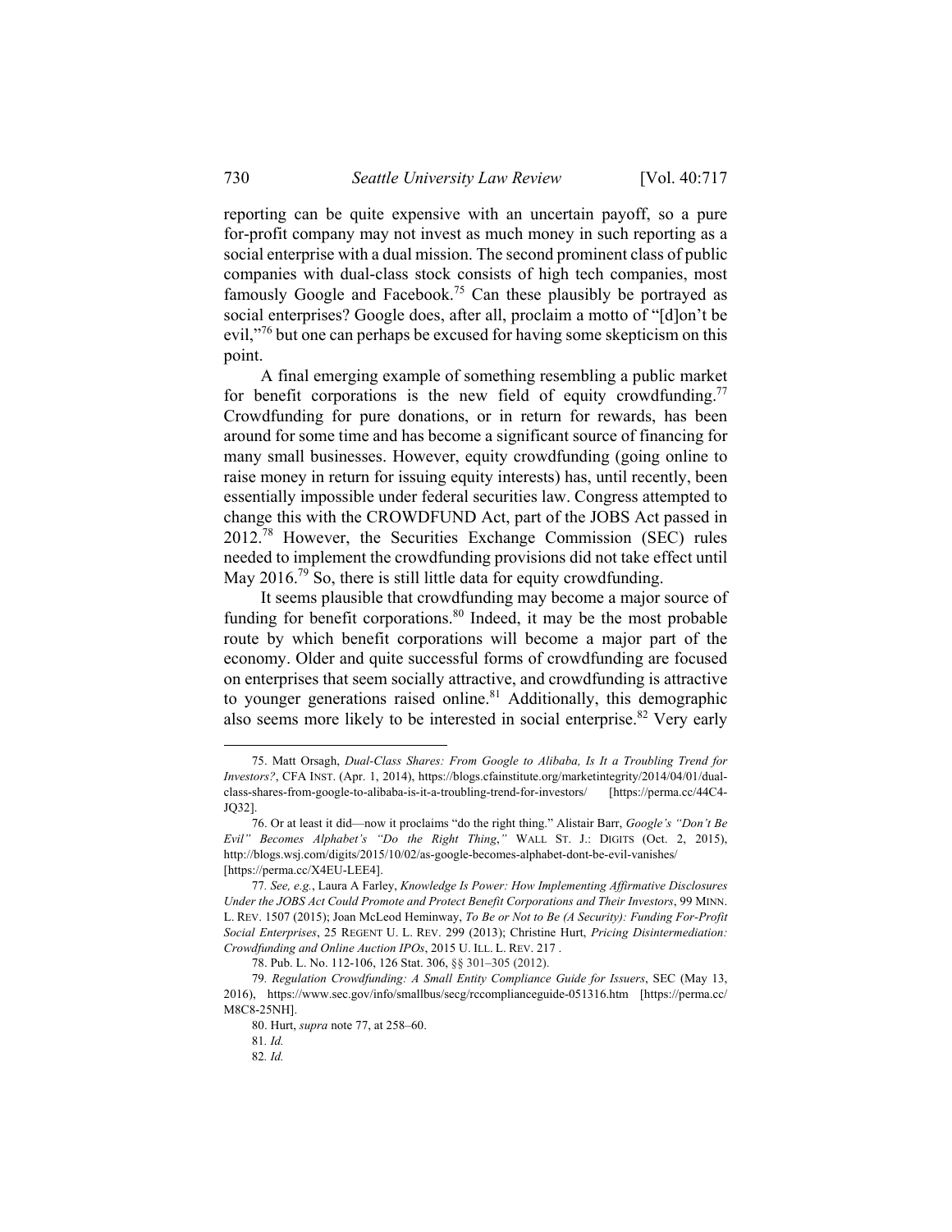reporting can be quite expensive with an uncertain payoff, so a pure for-profit company may not invest as much money in such reporting as a social enterprise with a dual mission. The second prominent class of public companies with dual-class stock consists of high tech companies, most famously Google and Facebook.[75] Can these plausibly be portrayed as social enterprises? Google does, after all, proclaim a motto of "[d]on't be evil,"[76] but one can perhaps be excused for having some skepticism on this point.

A final emerging example of something resembling a public market for benefit corporations is the new field of equity crowdfunding.[77] Crowdfunding for pure donations, or in return for rewards, has been around for some time and has become a significant source of financing for many small businesses. However, equity crowdfunding (going online to raise money in return for issuing equity interests) has, until recently, been essentially impossible under federal securities law. Congress attempted to change this with the CROWDFUND Act, part of the JOBS Act passed in 2012.[78] However, the Securities Exchange Commission (SEC) rules needed to implement the crowdfunding provisions did not take effect until May 2016.[79] So, there is still little data for equity crowdfunding.

It seems plausible that crowdfunding may become a major source of funding for benefit corporations.[80] Indeed, it may be the most probable route by which benefit corporations will become a major part of the economy. Older and quite successful forms of crowdfunding are focused on enterprises that seem socially attractive, and crowdfunding is attractive to younger generations raised online.[81] Additionally, this demographic also seems more likely to be interested in social enterprise.[82] Very early

---

75. Matt Orsagh, *Dual-Class Shares: From Google to Alibaba, Is It a Troubling Trend for Investors?*, CFA INST. (Apr. 1, 2014), https://blogs.cfainstitute.org/marketintegrity/2014/04/01/dual-class-shares-from-google-to-alibaba-is-it-a-troubling-trend-for-investors/ [https://perma.cc/44C4-JQ32].

76. Or at least it did—now it proclaims "do the right thing." Alistair Barr, *Google's "Don't Be Evil" Becomes Alphabet's "Do the Right Thing*,*"* WALL ST. J.: DIGITS (Oct. 2, 2015), http://blogs.wsj.com/digits/2015/10/02/as-google-becomes-alphabet-dont-be-evil-vanishes/ [https://perma.cc/X4EU-LEE4].

77. *See, e.g.*, Laura A Farley, *Knowledge Is Power: How Implementing Affirmative Disclosures Under the JOBS Act Could Promote and Protect Benefit Corporations and Their Investors*, 99 MINN. L. REV. 1507 (2015); Joan McLeod Heminway, *To Be or Not to Be (A Security): Funding For-Profit Social Enterprises*, 25 REGENT U. L. REV. 299 (2013); Christine Hurt, *Pricing Disintermediation: Crowdfunding and Online Auction IPOs*, 2015 U. ILL. L. REV. 217 .

78. Pub. L. No. 112-106, 126 Stat. 306, §§ 301–305 (2012).

79. *Regulation Crowdfunding: A Small Entity Compliance Guide for Issuers*, SEC (May 13, 2016), https://www.sec.gov/info/smallbus/secg/rccomplianceguide-051316.htm [https://perma.cc/M8C8-25NH].

80. Hurt, *supra* note 77, at 258–60.

81. *Id.*

82. *Id.*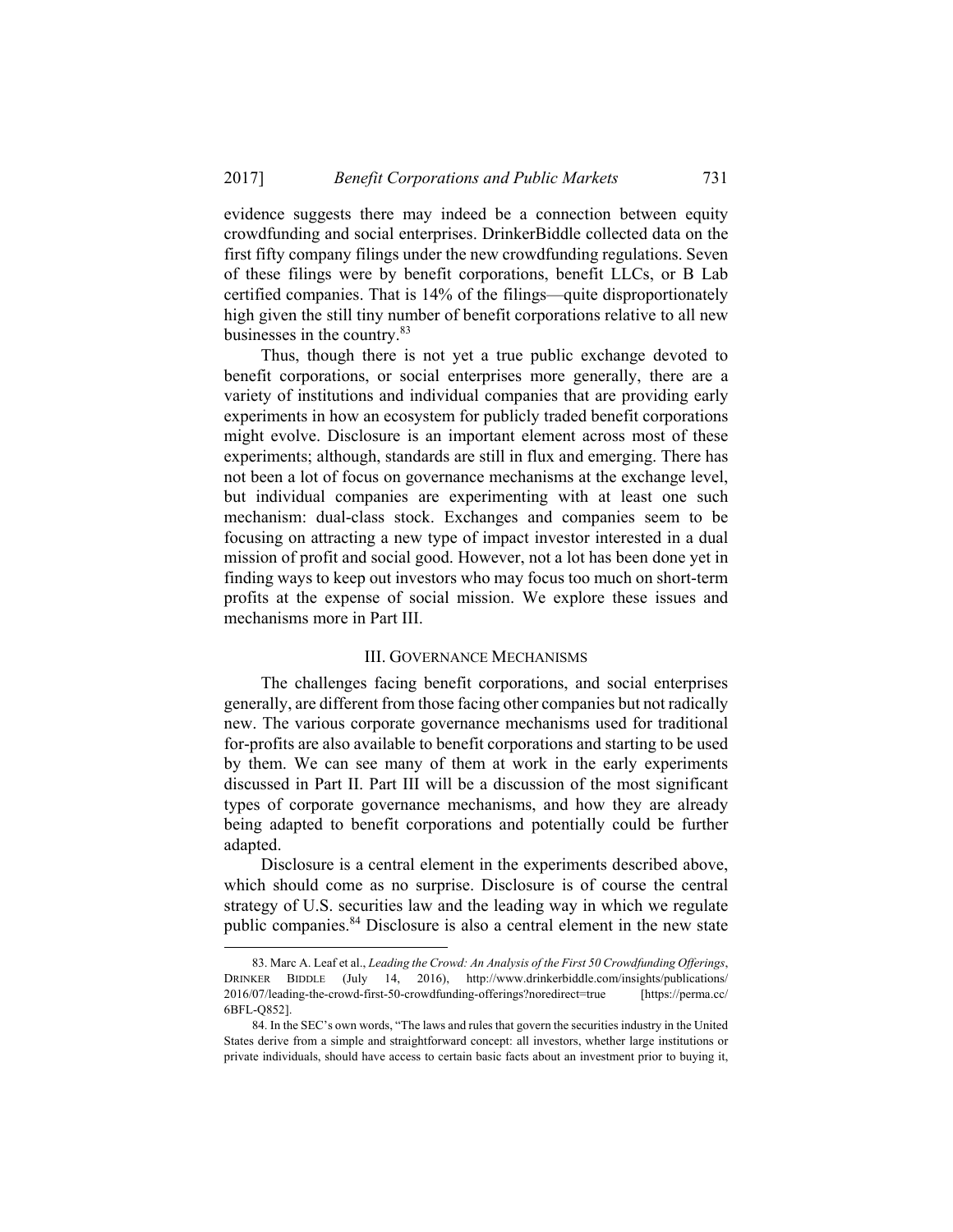evidence suggests there may indeed be a connection between equity crowdfunding and social enterprises. DrinkerBiddle collected data on the first fifty company filings under the new crowdfunding regulations. Seven of these filings were by benefit corporations, benefit LLCs, or B Lab certified companies. That is 14% of the filings—quite disproportionately high given the still tiny number of benefit corporations relative to all new businesses in the country.[83]

Thus, though there is not yet a true public exchange devoted to benefit corporations, or social enterprises more generally, there are a variety of institutions and individual companies that are providing early experiments in how an ecosystem for publicly traded benefit corporations might evolve. Disclosure is an important element across most of these experiments; although, standards are still in flux and emerging. There has not been a lot of focus on governance mechanisms at the exchange level, but individual companies are experimenting with at least one such mechanism: dual-class stock. Exchanges and companies seem to be focusing on attracting a new type of impact investor interested in a dual mission of profit and social good. However, not a lot has been done yet in finding ways to keep out investors who may focus too much on short-term profits at the expense of social mission. We explore these issues and mechanisms more in Part III.

## III. Governance Mechanisms

The challenges facing benefit corporations, and social enterprises generally, are different from those facing other companies but not radically new. The various corporate governance mechanisms used for traditional for-profits are also available to benefit corporations and starting to be used by them. We can see many of them at work in the early experiments discussed in Part II. Part III will be a discussion of the most significant types of corporate governance mechanisms, and how they are already being adapted to benefit corporations and potentially could be further adapted.

Disclosure is a central element in the experiments described above, which should come as no surprise. Disclosure is of course the central strategy of U.S. securities law and the leading way in which we regulate public companies.[84] Disclosure is also a central element in the new state

---

83. Marc A. Leaf et al., *Leading the Crowd: An Analysis of the First 50 Crowdfunding Offerings*, Drinker Biddle (July 14, 2016), http://www.drinkerbiddle.com/insights/publications/2016/07/leading-the-crowd-first-50-crowdfunding-offerings?noredirect=true [https://perma.cc/6BFL-Q852].

84. In the SEC's own words, "The laws and rules that govern the securities industry in the United States derive from a simple and straightforward concept: all investors, whether large institutions or private individuals, should have access to certain basic facts about an investment prior to buying it,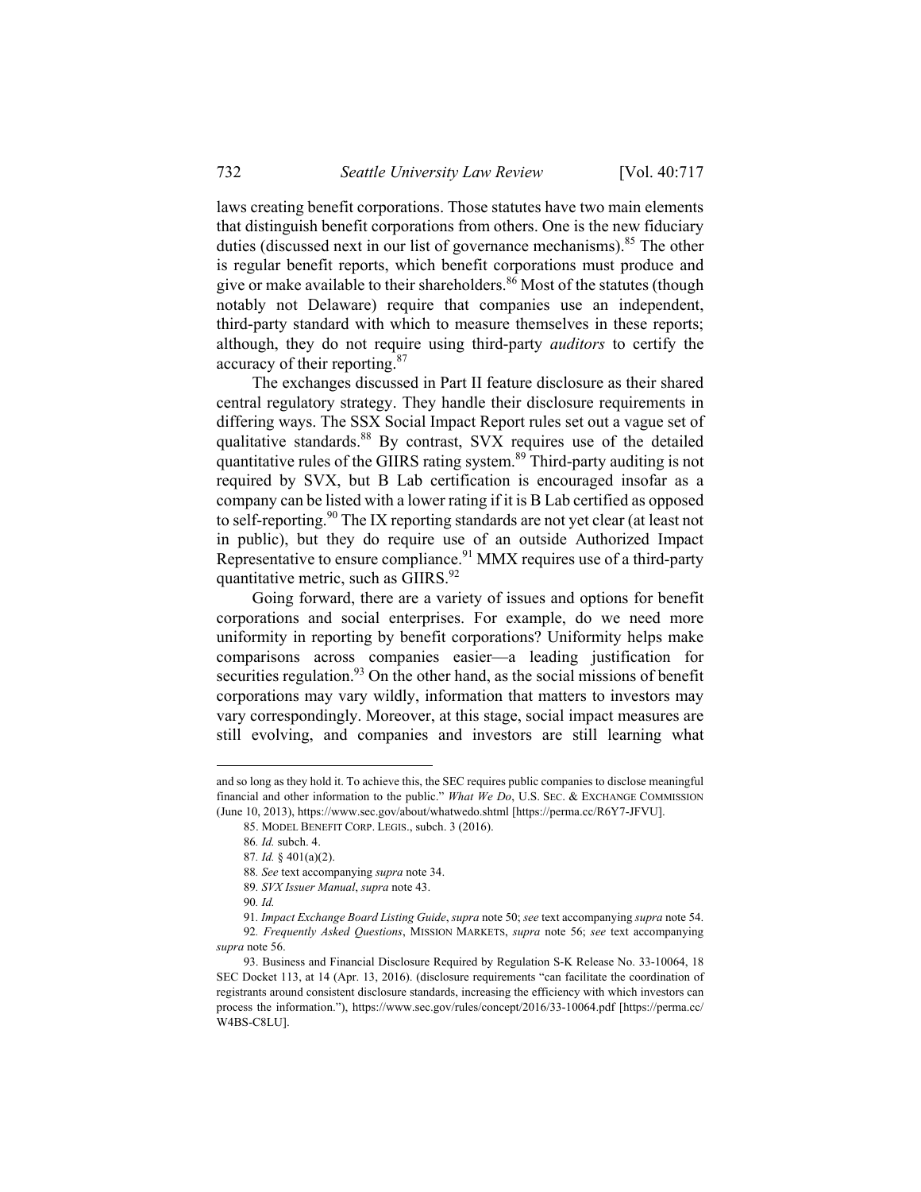laws creating benefit corporations. Those statutes have two main elements that distinguish benefit corporations from others. One is the new fiduciary duties (discussed next in our list of governance mechanisms).[85] The other is regular benefit reports, which benefit corporations must produce and give or make available to their shareholders.[86] Most of the statutes (though notably not Delaware) require that companies use an independent, third-party standard with which to measure themselves in these reports; although, they do not require using third-party *auditors* to certify the accuracy of their reporting.[87]

The exchanges discussed in Part II feature disclosure as their shared central regulatory strategy. They handle their disclosure requirements in differing ways. The SSX Social Impact Report rules set out a vague set of qualitative standards.[88] By contrast, SVX requires use of the detailed quantitative rules of the GIIRS rating system.[89] Third-party auditing is not required by SVX, but B Lab certification is encouraged insofar as a company can be listed with a lower rating if it is B Lab certified as opposed to self-reporting.[90] The IX reporting standards are not yet clear (at least not in public), but they do require use of an outside Authorized Impact Representative to ensure compliance.[91] MMX requires use of a third-party quantitative metric, such as GIIRS.[92]

Going forward, there are a variety of issues and options for benefit corporations and social enterprises. For example, do we need more uniformity in reporting by benefit corporations? Uniformity helps make comparisons across companies easier—a leading justification for securities regulation.[93] On the other hand, as the social missions of benefit corporations may vary wildly, information that matters to investors may vary correspondingly. Moreover, at this stage, social impact measures are still evolving, and companies and investors are still learning what

---

and so long as they hold it. To achieve this, the SEC requires public companies to disclose meaningful financial and other information to the public." *What We Do*, U.S. SEC. & EXCHANGE COMMISSION (June 10, 2013), https://www.sec.gov/about/whatwedo.shtml [https://perma.cc/R6Y7-JFVU].

85. MODEL BENEFIT CORP. LEGIS., subch. 3 (2016).

86. *Id.* subch. 4.

87. *Id.* § 401(a)(2).

88. *See* text accompanying *supra* note 34.

89. *SVX Issuer Manual*, *supra* note 43.

90. *Id.*

91. *Impact Exchange Board Listing Guide*, *supra* note 50; *see* text accompanying *supra* note 54.

92. *Frequently Asked Questions*, MISSION MARKETS, *supra* note 56; *see* text accompanying *supra* note 56.

93. Business and Financial Disclosure Required by Regulation S-K Release No. 33-10064, 18 SEC Docket 113, at 14 (Apr. 13, 2016). (disclosure requirements "can facilitate the coordination of registrants around consistent disclosure standards, increasing the efficiency with which investors can process the information."), https://www.sec.gov/rules/concept/2016/33-10064.pdf [https://perma.cc/W4BS-C8LU].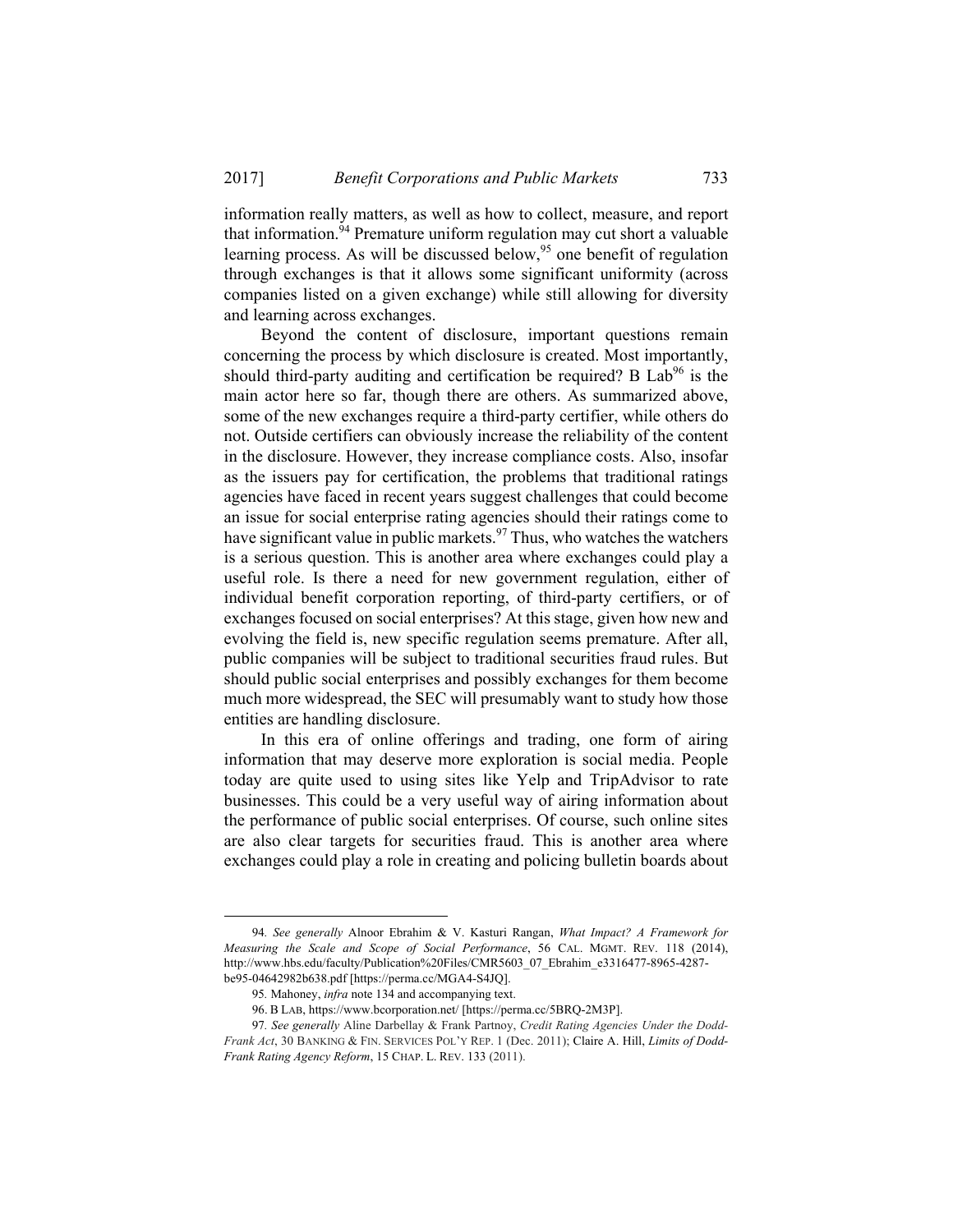information really matters, as well as how to collect, measure, and report that information.[94] Premature uniform regulation may cut short a valuable learning process. As will be discussed below,[95] one benefit of regulation through exchanges is that it allows some significant uniformity (across companies listed on a given exchange) while still allowing for diversity and learning across exchanges.

Beyond the content of disclosure, important questions remain concerning the process by which disclosure is created. Most importantly, should third-party auditing and certification be required? B Lab[96] is the main actor here so far, though there are others. As summarized above, some of the new exchanges require a third-party certifier, while others do not. Outside certifiers can obviously increase the reliability of the content in the disclosure. However, they increase compliance costs. Also, insofar as the issuers pay for certification, the problems that traditional ratings agencies have faced in recent years suggest challenges that could become an issue for social enterprise rating agencies should their ratings come to have significant value in public markets.[97] Thus, who watches the watchers is a serious question. This is another area where exchanges could play a useful role. Is there a need for new government regulation, either of individual benefit corporation reporting, of third-party certifiers, or of exchanges focused on social enterprises? At this stage, given how new and evolving the field is, new specific regulation seems premature. After all, public companies will be subject to traditional securities fraud rules. But should public social enterprises and possibly exchanges for them become much more widespread, the SEC will presumably want to study how those entities are handling disclosure.

In this era of online offerings and trading, one form of airing information that may deserve more exploration is social media. People today are quite used to using sites like Yelp and TripAdvisor to rate businesses. This could be a very useful way of airing information about the performance of public social enterprises. Of course, such online sites are also clear targets for securities fraud. This is another area where exchanges could play a role in creating and policing bulletin boards about

---

94. *See generally* Alnoor Ebrahim & V. Kasturi Rangan, *What Impact? A Framework for Measuring the Scale and Scope of Social Performance*, 56 CAL. MGMT. REV. 118 (2014), http://www.hbs.edu/faculty/Publication%20Files/CMR5603_07_Ebrahim_e3316477-8965-4287-be95-04642982b638.pdf [https://perma.cc/MGA4-S4JQ].

95. Mahoney, *infra* note 134 and accompanying text.

96. B LAB, https://www.bcorporation.net/ [https://perma.cc/5BRQ-2M3P].

97. *See generally* Aline Darbellay & Frank Partnoy, *Credit Rating Agencies Under the Dodd-Frank Act*, 30 BANKING & FIN. SERVICES POL'Y REP. 1 (Dec. 2011); Claire A. Hill, *Limits of Dodd-Frank Rating Agency Reform*, 15 CHAP. L. REV. 133 (2011).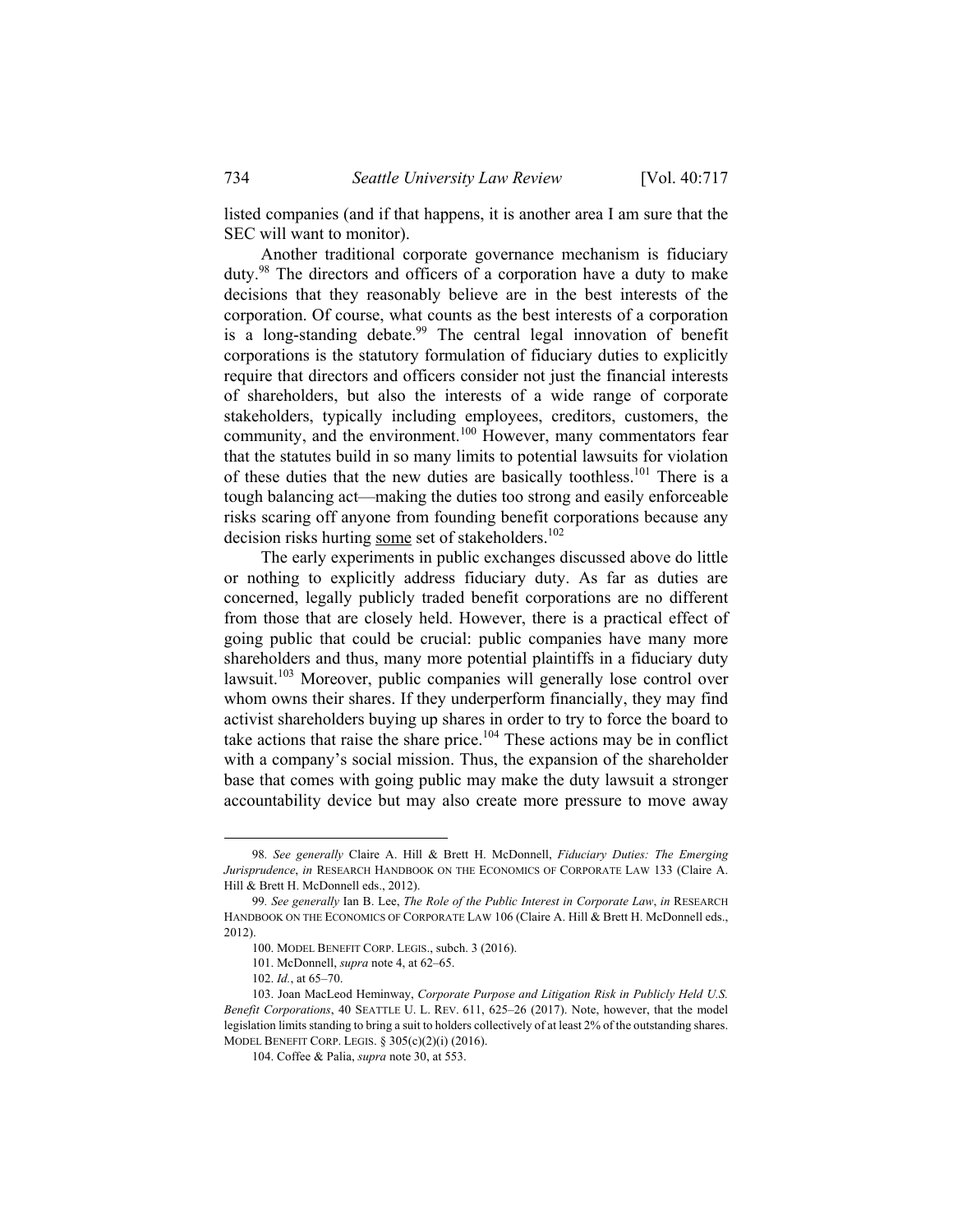listed companies (and if that happens, it is another area I am sure that the SEC will want to monitor).

Another traditional corporate governance mechanism is fiduciary duty.[98] The directors and officers of a corporation have a duty to make decisions that they reasonably believe are in the best interests of the corporation. Of course, what counts as the best interests of a corporation is a long-standing debate.[99] The central legal innovation of benefit corporations is the statutory formulation of fiduciary duties to explicitly require that directors and officers consider not just the financial interests of shareholders, but also the interests of a wide range of corporate stakeholders, typically including employees, creditors, customers, the community, and the environment.[100] However, many commentators fear that the statutes build in so many limits to potential lawsuits for violation of these duties that the new duties are basically toothless.[101] There is a tough balancing act—making the duties too strong and easily enforceable risks scaring off anyone from founding benefit corporations because any decision risks hurting <u>some</u> set of stakeholders.[102]

The early experiments in public exchanges discussed above do little or nothing to explicitly address fiduciary duty. As far as duties are concerned, legally publicly traded benefit corporations are no different from those that are closely held. However, there is a practical effect of going public that could be crucial: public companies have many more shareholders and thus, many more potential plaintiffs in a fiduciary duty lawsuit.[103] Moreover, public companies will generally lose control over whom owns their shares. If they underperform financially, they may find activist shareholders buying up shares in order to try to force the board to take actions that raise the share price.[104] These actions may be in conflict with a company's social mission. Thus, the expansion of the shareholder base that comes with going public may make the duty lawsuit a stronger accountability device but may also create more pressure to move away

---

98. *See generally* Claire A. Hill & Brett H. McDonnell, *Fiduciary Duties: The Emerging Jurisprudence*, *in* RESEARCH HANDBOOK ON THE ECONOMICS OF CORPORATE LAW 133 (Claire A. Hill & Brett H. McDonnell eds., 2012).

99. *See generally* Ian B. Lee, *The Role of the Public Interest in Corporate Law*, *in* RESEARCH HANDBOOK ON THE ECONOMICS OF CORPORATE LAW 106 (Claire A. Hill & Brett H. McDonnell eds., 2012).

100. MODEL BENEFIT CORP. LEGIS., subch. 3 (2016).

101. McDonnell, *supra* note 4, at 62–65.

102. *Id.*, at 65–70.

103. Joan MacLeod Heminway, *Corporate Purpose and Litigation Risk in Publicly Held U.S. Benefit Corporations*, 40 SEATTLE U. L. REV. 611, 625–26 (2017). Note, however, that the model legislation limits standing to bring a suit to holders collectively of at least 2% of the outstanding shares. MODEL BENEFIT CORP. LEGIS. § 305(c)(2)(i) (2016).

104. Coffee & Palia, *supra* note 30, at 553.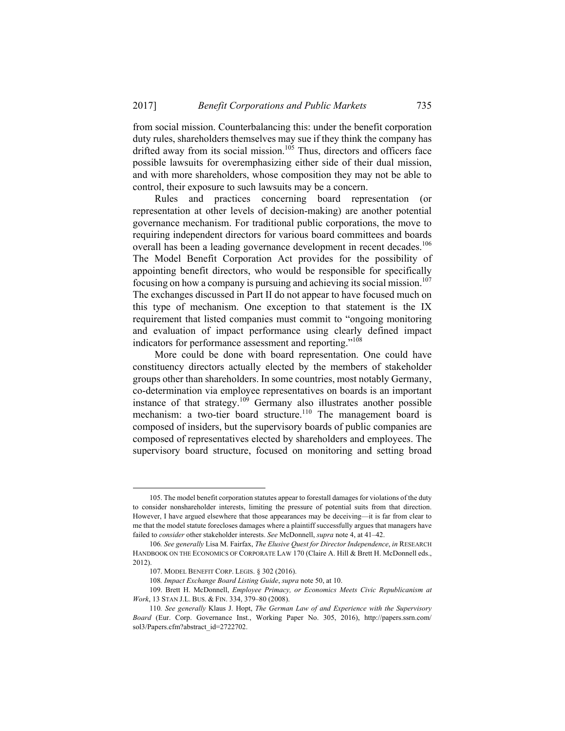from social mission. Counterbalancing this: under the benefit corporation duty rules, shareholders themselves may sue if they think the company has drifted away from its social mission.[105] Thus, directors and officers face possible lawsuits for overemphasizing either side of their dual mission, and with more shareholders, whose composition they may not be able to control, their exposure to such lawsuits may be a concern.

Rules and practices concerning board representation (or representation at other levels of decision-making) are another potential governance mechanism. For traditional public corporations, the move to requiring independent directors for various board committees and boards overall has been a leading governance development in recent decades.[106] The Model Benefit Corporation Act provides for the possibility of appointing benefit directors, who would be responsible for specifically focusing on how a company is pursuing and achieving its social mission.[107] The exchanges discussed in Part II do not appear to have focused much on this type of mechanism. One exception to that statement is the IX requirement that listed companies must commit to "ongoing monitoring and evaluation of impact performance using clearly defined impact indicators for performance assessment and reporting."[108]

More could be done with board representation. One could have constituency directors actually elected by the members of stakeholder groups other than shareholders. In some countries, most notably Germany, co-determination via employee representatives on boards is an important instance of that strategy.[109] Germany also illustrates another possible mechanism: a two-tier board structure.[110] The management board is composed of insiders, but the supervisory boards of public companies are composed of representatives elected by shareholders and employees. The supervisory board structure, focused on monitoring and setting broad

---

105. The model benefit corporation statutes appear to forestall damages for violations of the duty to consider nonshareholder interests, limiting the pressure of potential suits from that direction. However, I have argued elsewhere that those appearances may be deceiving—it is far from clear to me that the model statute forecloses damages where a plaintiff successfully argues that managers have failed to *consider* other stakeholder interests. *See* McDonnell, *supra* note 4, at 41–42.

106. *See generally* Lisa M. Fairfax, *The Elusive Quest for Director Independence*, *in* RESEARCH HANDBOOK ON THE ECONOMICS OF CORPORATE LAW 170 (Claire A. Hill & Brett H. McDonnell eds., 2012).

107. MODEL BENEFIT CORP. LEGIS. § 302 (2016).

108. *Impact Exchange Board Listing Guide*, *supra* note 50, at 10.

109. Brett H. McDonnell, *Employee Primacy, or Economics Meets Civic Republicanism at Work*, 13 STAN J.L. BUS. & FIN. 334, 379–80 (2008).

110. *See generally* Klaus J. Hopt, *The German Law of and Experience with the Supervisory Board* (Eur. Corp. Governance Inst., Working Paper No. 305, 2016), http://papers.ssrn.com/sol3/Papers.cfm?abstract_id=2722702.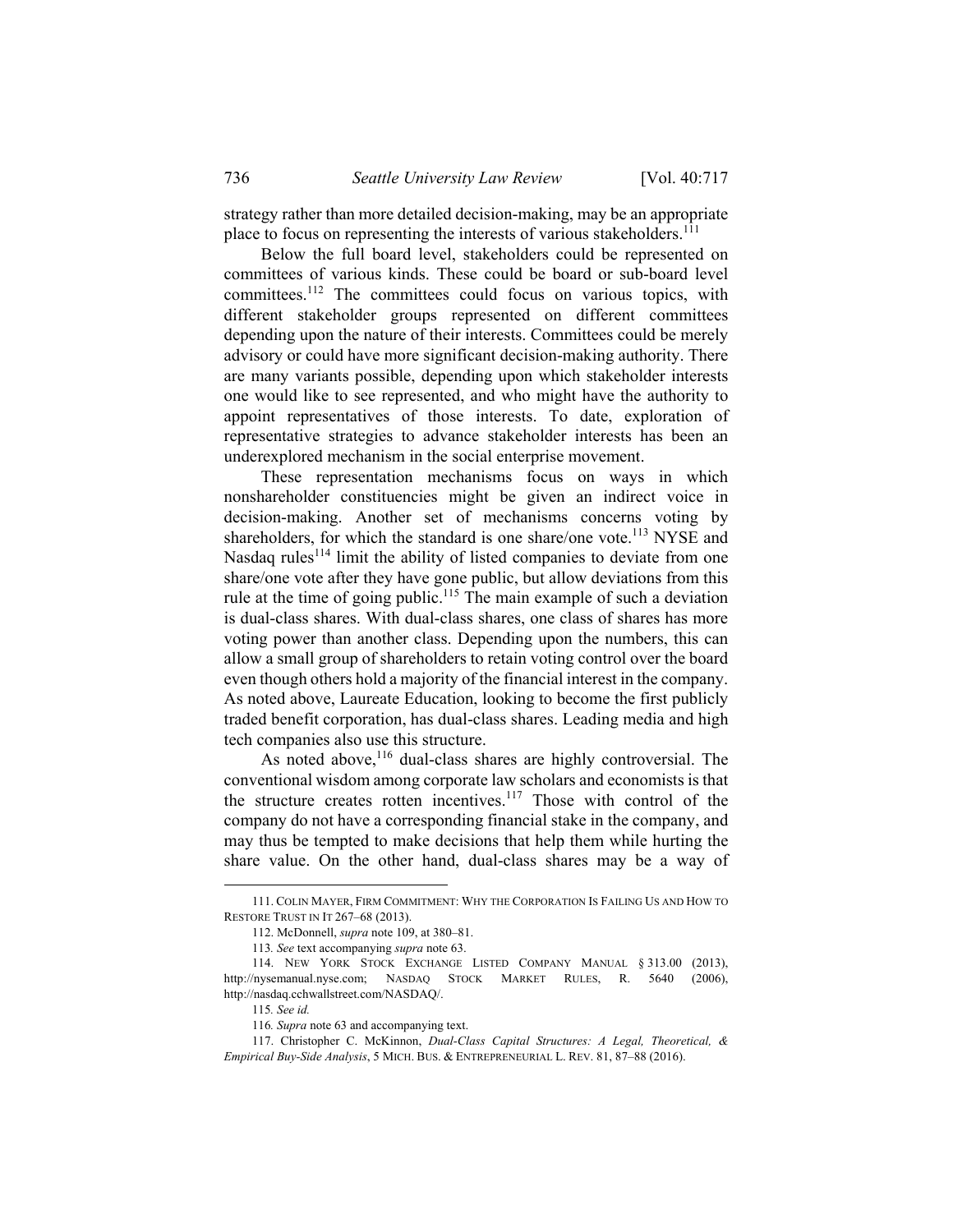strategy rather than more detailed decision-making, may be an appropriate place to focus on representing the interests of various stakeholders.[111]

Below the full board level, stakeholders could be represented on committees of various kinds. These could be board or sub-board level committees.[112] The committees could focus on various topics, with different stakeholder groups represented on different committees depending upon the nature of their interests. Committees could be merely advisory or could have more significant decision-making authority. There are many variants possible, depending upon which stakeholder interests one would like to see represented, and who might have the authority to appoint representatives of those interests. To date, exploration of representative strategies to advance stakeholder interests has been an underexplored mechanism in the social enterprise movement.

These representation mechanisms focus on ways in which nonshareholder constituencies might be given an indirect voice in decision-making. Another set of mechanisms concerns voting by shareholders, for which the standard is one share/one vote.[113] NYSE and Nasdaq rules[114] limit the ability of listed companies to deviate from one share/one vote after they have gone public, but allow deviations from this rule at the time of going public.[115] The main example of such a deviation is dual-class shares. With dual-class shares, one class of shares has more voting power than another class. Depending upon the numbers, this can allow a small group of shareholders to retain voting control over the board even though others hold a majority of the financial interest in the company. As noted above, Laureate Education, looking to become the first publicly traded benefit corporation, has dual-class shares. Leading media and high tech companies also use this structure.

As noted above,[116] dual-class shares are highly controversial. The conventional wisdom among corporate law scholars and economists is that the structure creates rotten incentives.[117] Those with control of the company do not have a corresponding financial stake in the company, and may thus be tempted to make decisions that help them while hurting the share value. On the other hand, dual-class shares may be a way of

---

111. COLIN MAYER, FIRM COMMITMENT: WHY THE CORPORATION IS FAILING US AND HOW TO RESTORE TRUST IN IT 267–68 (2013).

112. McDonnell, *supra* note 109, at 380–81.

113. *See* text accompanying *supra* note 63.

114. NEW YORK STOCK EXCHANGE LISTED COMPANY MANUAL § 313.00 (2013), http://nysemanual.nyse.com; NASDAQ STOCK MARKET RULES, R. 5640 (2006), http://nasdaq.cchwallstreet.com/NASDAQ/.

115. *See id.*

116. *Supra* note 63 and accompanying text.

117. Christopher C. McKinnon, *Dual-Class Capital Structures: A Legal, Theoretical, & Empirical Buy-Side Analysis*, 5 MICH. BUS. & ENTREPRENEURIAL L. REV. 81, 87–88 (2016).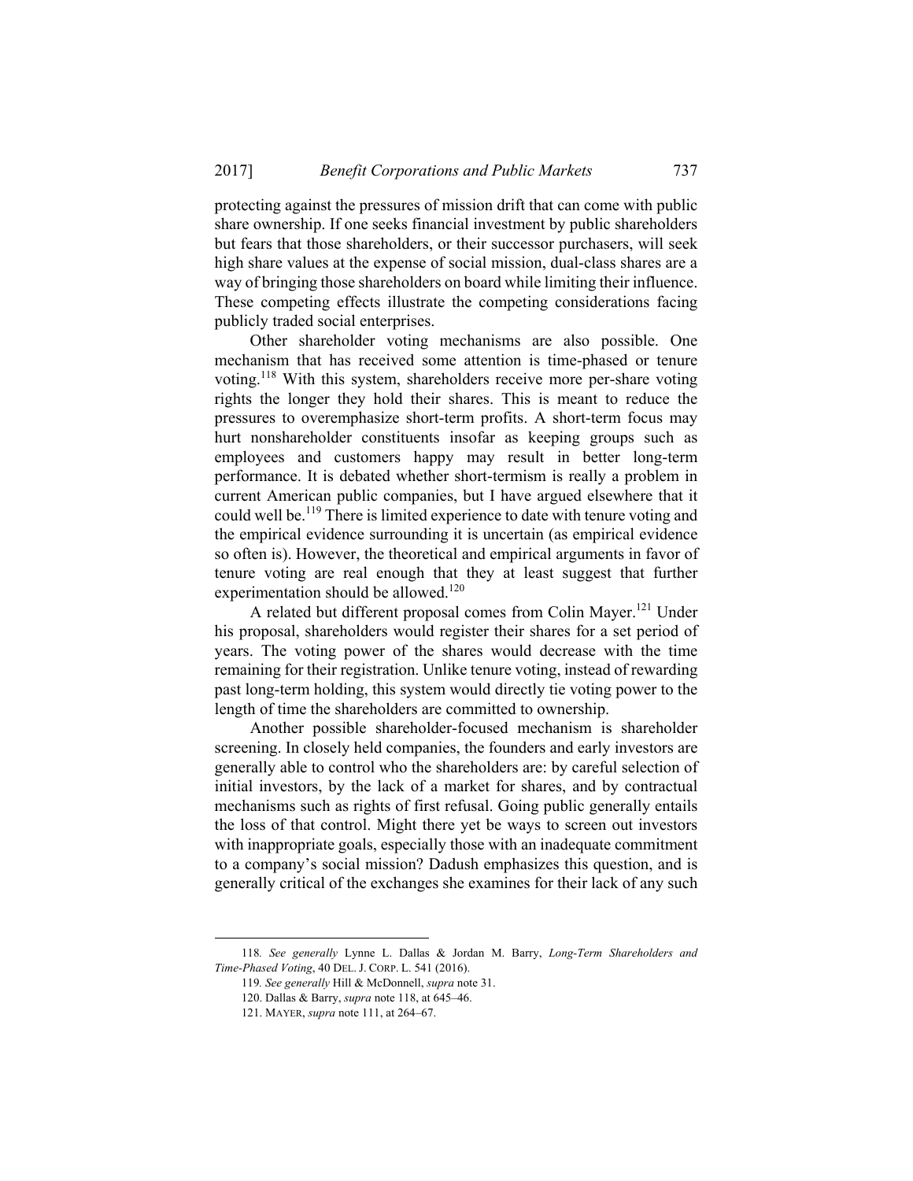protecting against the pressures of mission drift that can come with public share ownership. If one seeks financial investment by public shareholders but fears that those shareholders, or their successor purchasers, will seek high share values at the expense of social mission, dual-class shares are a way of bringing those shareholders on board while limiting their influence. These competing effects illustrate the competing considerations facing publicly traded social enterprises.

Other shareholder voting mechanisms are also possible. One mechanism that has received some attention is time-phased or tenure voting.[118] With this system, shareholders receive more per-share voting rights the longer they hold their shares. This is meant to reduce the pressures to overemphasize short-term profits. A short-term focus may hurt nonshareholder constituents insofar as keeping groups such as employees and customers happy may result in better long-term performance. It is debated whether short-termism is really a problem in current American public companies, but I have argued elsewhere that it could well be.[119] There is limited experience to date with tenure voting and the empirical evidence surrounding it is uncertain (as empirical evidence so often is). However, the theoretical and empirical arguments in favor of tenure voting are real enough that they at least suggest that further experimentation should be allowed.[120]

A related but different proposal comes from Colin Mayer.[121] Under his proposal, shareholders would register their shares for a set period of years. The voting power of the shares would decrease with the time remaining for their registration. Unlike tenure voting, instead of rewarding past long-term holding, this system would directly tie voting power to the length of time the shareholders are committed to ownership.

Another possible shareholder-focused mechanism is shareholder screening. In closely held companies, the founders and early investors are generally able to control who the shareholders are: by careful selection of initial investors, by the lack of a market for shares, and by contractual mechanisms such as rights of first refusal. Going public generally entails the loss of that control. Might there yet be ways to screen out investors with inappropriate goals, especially those with an inadequate commitment to a company's social mission? Dadush emphasizes this question, and is generally critical of the exchanges she examines for their lack of any such

---

118. *See generally* Lynne L. Dallas & Jordan M. Barry, *Long-Term Shareholders and Time-Phased Voting*, 40 DEL. J. CORP. L. 541 (2016).

119. *See generally* Hill & McDonnell, *supra* note 31.

120. Dallas & Barry, *supra* note 118, at 645–46.

121. MAYER, *supra* note 111, at 264–67.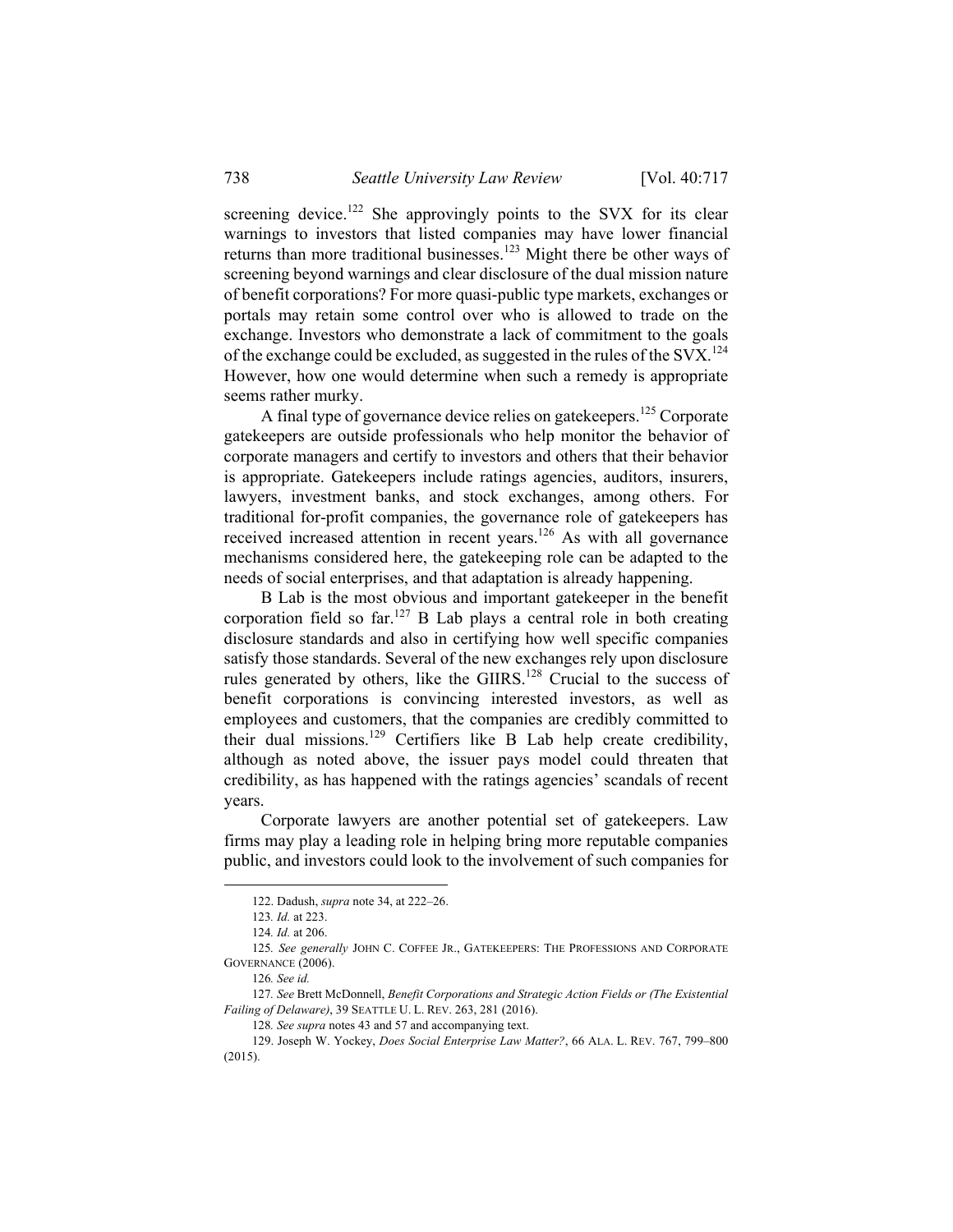screening device.[122] She approvingly points to the SVX for its clear warnings to investors that listed companies may have lower financial returns than more traditional businesses.[123] Might there be other ways of screening beyond warnings and clear disclosure of the dual mission nature of benefit corporations? For more quasi-public type markets, exchanges or portals may retain some control over who is allowed to trade on the exchange. Investors who demonstrate a lack of commitment to the goals of the exchange could be excluded, as suggested in the rules of the SVX.[124] However, how one would determine when such a remedy is appropriate seems rather murky.

A final type of governance device relies on gatekeepers.[125] Corporate gatekeepers are outside professionals who help monitor the behavior of corporate managers and certify to investors and others that their behavior is appropriate. Gatekeepers include ratings agencies, auditors, insurers, lawyers, investment banks, and stock exchanges, among others. For traditional for-profit companies, the governance role of gatekeepers has received increased attention in recent years.[126] As with all governance mechanisms considered here, the gatekeeping role can be adapted to the needs of social enterprises, and that adaptation is already happening.

B Lab is the most obvious and important gatekeeper in the benefit corporation field so far.[127] B Lab plays a central role in both creating disclosure standards and also in certifying how well specific companies satisfy those standards. Several of the new exchanges rely upon disclosure rules generated by others, like the GIIRS.[128] Crucial to the success of benefit corporations is convincing interested investors, as well as employees and customers, that the companies are credibly committed to their dual missions.[129] Certifiers like B Lab help create credibility, although as noted above, the issuer pays model could threaten that credibility, as has happened with the ratings agencies' scandals of recent years.

Corporate lawyers are another potential set of gatekeepers. Law firms may play a leading role in helping bring more reputable companies public, and investors could look to the involvement of such companies for

---

122. Dadush, *supra* note 34, at 222–26.

123. *Id.* at 223.

124. *Id.* at 206.

125. *See generally* JOHN C. COFFEE JR., GATEKEEPERS: THE PROFESSIONS AND CORPORATE GOVERNANCE (2006).

126. *See id.*

127. *See* Brett McDonnell, *Benefit Corporations and Strategic Action Fields or (The Existential Failing of Delaware)*, 39 SEATTLE U. L. REV. 263, 281 (2016).

128. *See supra* notes 43 and 57 and accompanying text.

129. Joseph W. Yockey, *Does Social Enterprise Law Matter?*, 66 ALA. L. REV. 767, 799–800 (2015).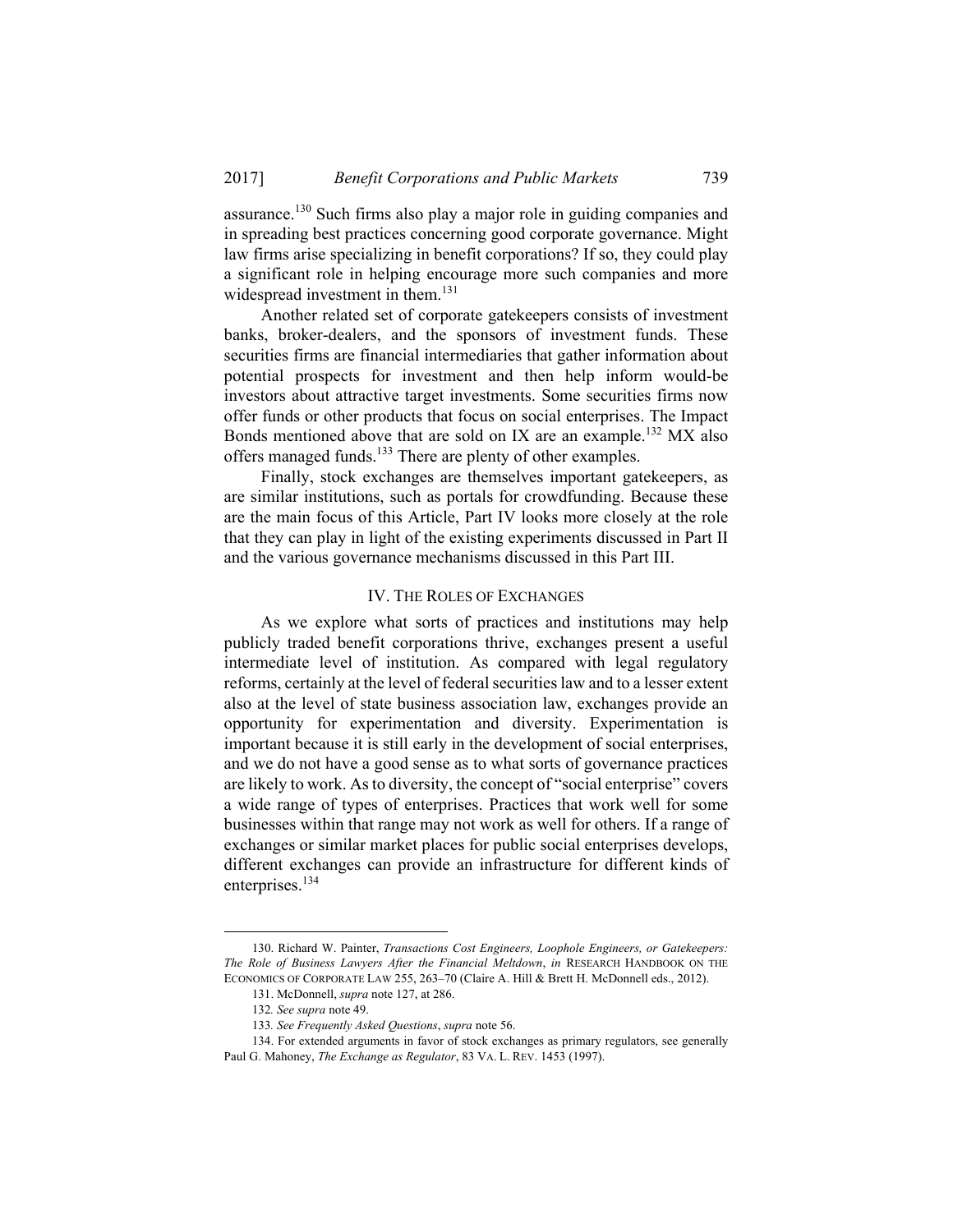assurance.[130] Such firms also play a major role in guiding companies and in spreading best practices concerning good corporate governance. Might law firms arise specializing in benefit corporations? If so, they could play a significant role in helping encourage more such companies and more widespread investment in them.[131]

Another related set of corporate gatekeepers consists of investment banks, broker-dealers, and the sponsors of investment funds. These securities firms are financial intermediaries that gather information about potential prospects for investment and then help inform would-be investors about attractive target investments. Some securities firms now offer funds or other products that focus on social enterprises. The Impact Bonds mentioned above that are sold on IX are an example.[132] MX also offers managed funds.[133] There are plenty of other examples.

Finally, stock exchanges are themselves important gatekeepers, as are similar institutions, such as portals for crowdfunding. Because these are the main focus of this Article, Part IV looks more closely at the role that they can play in light of the existing experiments discussed in Part II and the various governance mechanisms discussed in this Part III.

## IV. The Roles of Exchanges

As we explore what sorts of practices and institutions may help publicly traded benefit corporations thrive, exchanges present a useful intermediate level of institution. As compared with legal regulatory reforms, certainly at the level of federal securities law and to a lesser extent also at the level of state business association law, exchanges provide an opportunity for experimentation and diversity. Experimentation is important because it is still early in the development of social enterprises, and we do not have a good sense as to what sorts of governance practices are likely to work. As to diversity, the concept of "social enterprise" covers a wide range of types of enterprises. Practices that work well for some businesses within that range may not work as well for others. If a range of exchanges or similar market places for public social enterprises develops, different exchanges can provide an infrastructure for different kinds of enterprises.[134]

---

130. Richard W. Painter, *Transactions Cost Engineers, Loophole Engineers, or Gatekeepers: The Role of Business Lawyers After the Financial Meltdown*, *in* RESEARCH HANDBOOK ON THE ECONOMICS OF CORPORATE LAW 255, 263–70 (Claire A. Hill & Brett H. McDonnell eds., 2012).

131. McDonnell, *supra* note 127, at 286.

132. *See supra* note 49.

133. *See Frequently Asked Questions*, *supra* note 56.

134. For extended arguments in favor of stock exchanges as primary regulators, see generally Paul G. Mahoney, *The Exchange as Regulator*, 83 VA. L. REV. 1453 (1997).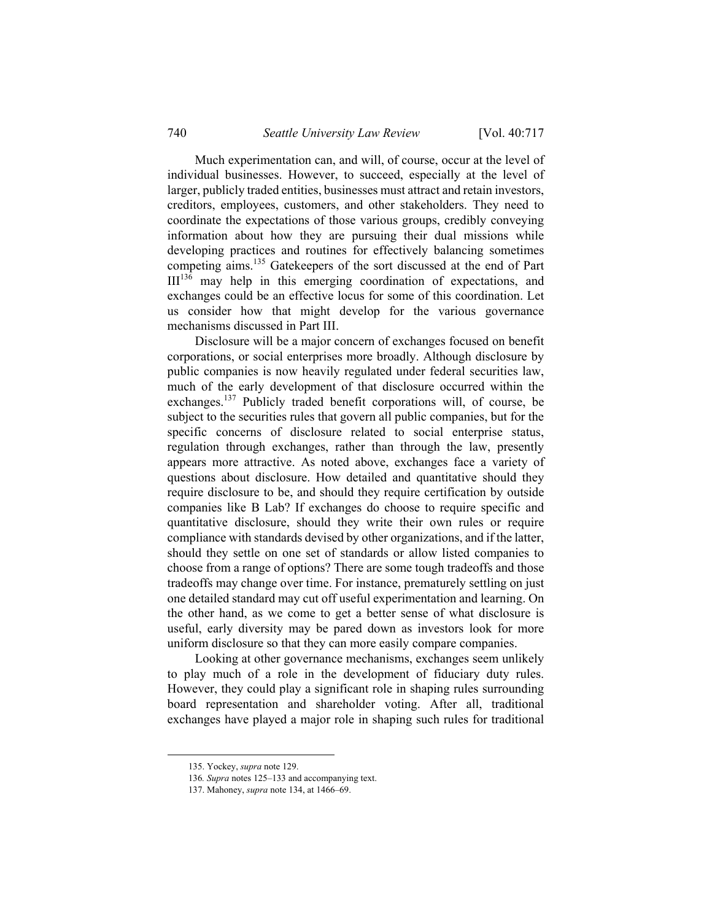Much experimentation can, and will, of course, occur at the level of individual businesses. However, to succeed, especially at the level of larger, publicly traded entities, businesses must attract and retain investors, creditors, employees, customers, and other stakeholders. They need to coordinate the expectations of those various groups, credibly conveying information about how they are pursuing their dual missions while developing practices and routines for effectively balancing sometimes competing aims.[135] Gatekeepers of the sort discussed at the end of Part III[136] may help in this emerging coordination of expectations, and exchanges could be an effective locus for some of this coordination. Let us consider how that might develop for the various governance mechanisms discussed in Part III.

Disclosure will be a major concern of exchanges focused on benefit corporations, or social enterprises more broadly. Although disclosure by public companies is now heavily regulated under federal securities law, much of the early development of that disclosure occurred within the exchanges.[137] Publicly traded benefit corporations will, of course, be subject to the securities rules that govern all public companies, but for the specific concerns of disclosure related to social enterprise status, regulation through exchanges, rather than through the law, presently appears more attractive. As noted above, exchanges face a variety of questions about disclosure. How detailed and quantitative should they require disclosure to be, and should they require certification by outside companies like B Lab? If exchanges do choose to require specific and quantitative disclosure, should they write their own rules or require compliance with standards devised by other organizations, and if the latter, should they settle on one set of standards or allow listed companies to choose from a range of options? There are some tough tradeoffs and those tradeoffs may change over time. For instance, prematurely settling on just one detailed standard may cut off useful experimentation and learning. On the other hand, as we come to get a better sense of what disclosure is useful, early diversity may be pared down as investors look for more uniform disclosure so that they can more easily compare companies.

Looking at other governance mechanisms, exchanges seem unlikely to play much of a role in the development of fiduciary duty rules. However, they could play a significant role in shaping rules surrounding board representation and shareholder voting. After all, traditional exchanges have played a major role in shaping such rules for traditional

---

135. Yockey, *supra* note 129.

136. *Supra* notes 125–133 and accompanying text.

137. Mahoney, *supra* note 134, at 1466–69.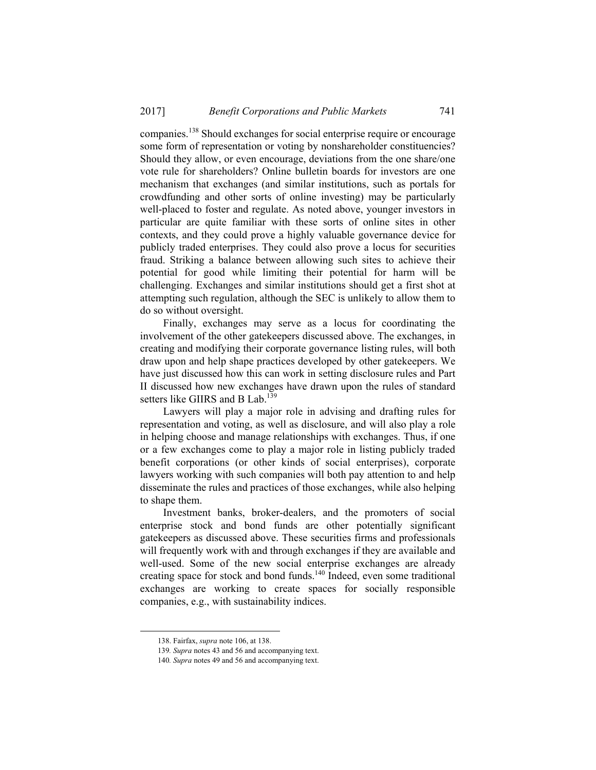companies.[138] Should exchanges for social enterprise require or encourage some form of representation or voting by nonshareholder constituencies? Should they allow, or even encourage, deviations from the one share/one vote rule for shareholders? Online bulletin boards for investors are one mechanism that exchanges (and similar institutions, such as portals for crowdfunding and other sorts of online investing) may be particularly well-placed to foster and regulate. As noted above, younger investors in particular are quite familiar with these sorts of online sites in other contexts, and they could prove a highly valuable governance device for publicly traded enterprises. They could also prove a locus for securities fraud. Striking a balance between allowing such sites to achieve their potential for good while limiting their potential for harm will be challenging. Exchanges and similar institutions should get a first shot at attempting such regulation, although the SEC is unlikely to allow them to do so without oversight.

Finally, exchanges may serve as a locus for coordinating the involvement of the other gatekeepers discussed above. The exchanges, in creating and modifying their corporate governance listing rules, will both draw upon and help shape practices developed by other gatekeepers. We have just discussed how this can work in setting disclosure rules and Part II discussed how new exchanges have drawn upon the rules of standard setters like GIIRS and B Lab.[139]

Lawyers will play a major role in advising and drafting rules for representation and voting, as well as disclosure, and will also play a role in helping choose and manage relationships with exchanges. Thus, if one or a few exchanges come to play a major role in listing publicly traded benefit corporations (or other kinds of social enterprises), corporate lawyers working with such companies will both pay attention to and help disseminate the rules and practices of those exchanges, while also helping to shape them.

Investment banks, broker-dealers, and the promoters of social enterprise stock and bond funds are other potentially significant gatekeepers as discussed above. These securities firms and professionals will frequently work with and through exchanges if they are available and well-used. Some of the new social enterprise exchanges are already creating space for stock and bond funds.[140] Indeed, even some traditional exchanges are working to create spaces for socially responsible companies, e.g., with sustainability indices.

---

138. Fairfax, *supra* note 106, at 138.

139. *Supra* notes 43 and 56 and accompanying text.

140. *Supra* notes 49 and 56 and accompanying text.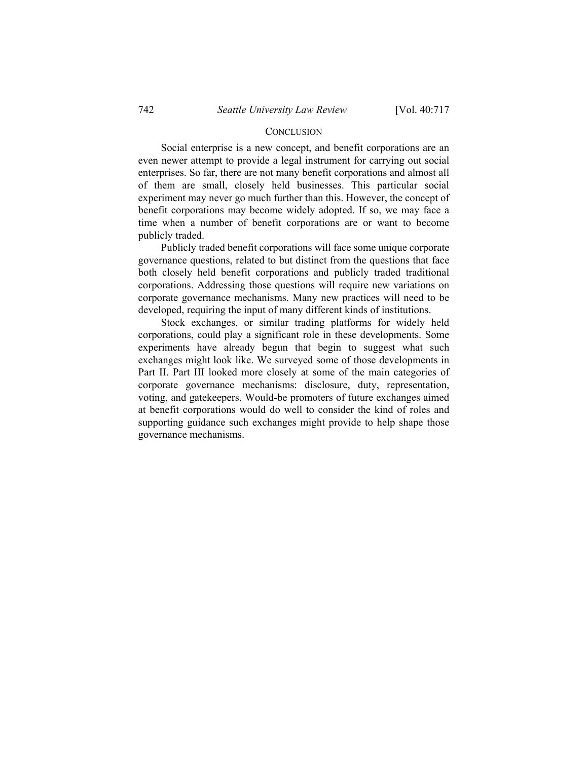## CONCLUSION

Social enterprise is a new concept, and benefit corporations are an even newer attempt to provide a legal instrument for carrying out social enterprises. So far, there are not many benefit corporations and almost all of them are small, closely held businesses. This particular social experiment may never go much further than this. However, the concept of benefit corporations may become widely adopted. If so, we may face a time when a number of benefit corporations are or want to become publicly traded.

Publicly traded benefit corporations will face some unique corporate governance questions, related to but distinct from the questions that face both closely held benefit corporations and publicly traded traditional corporations. Addressing those questions will require new variations on corporate governance mechanisms. Many new practices will need to be developed, requiring the input of many different kinds of institutions.

Stock exchanges, or similar trading platforms for widely held corporations, could play a significant role in these developments. Some experiments have already begun that begin to suggest what such exchanges might look like. We surveyed some of those developments in Part II. Part III looked more closely at some of the main categories of corporate governance mechanisms: disclosure, duty, representation, voting, and gatekeepers. Would-be promoters of future exchanges aimed at benefit corporations would do well to consider the kind of roles and supporting guidance such exchanges might provide to help shape those governance mechanisms.